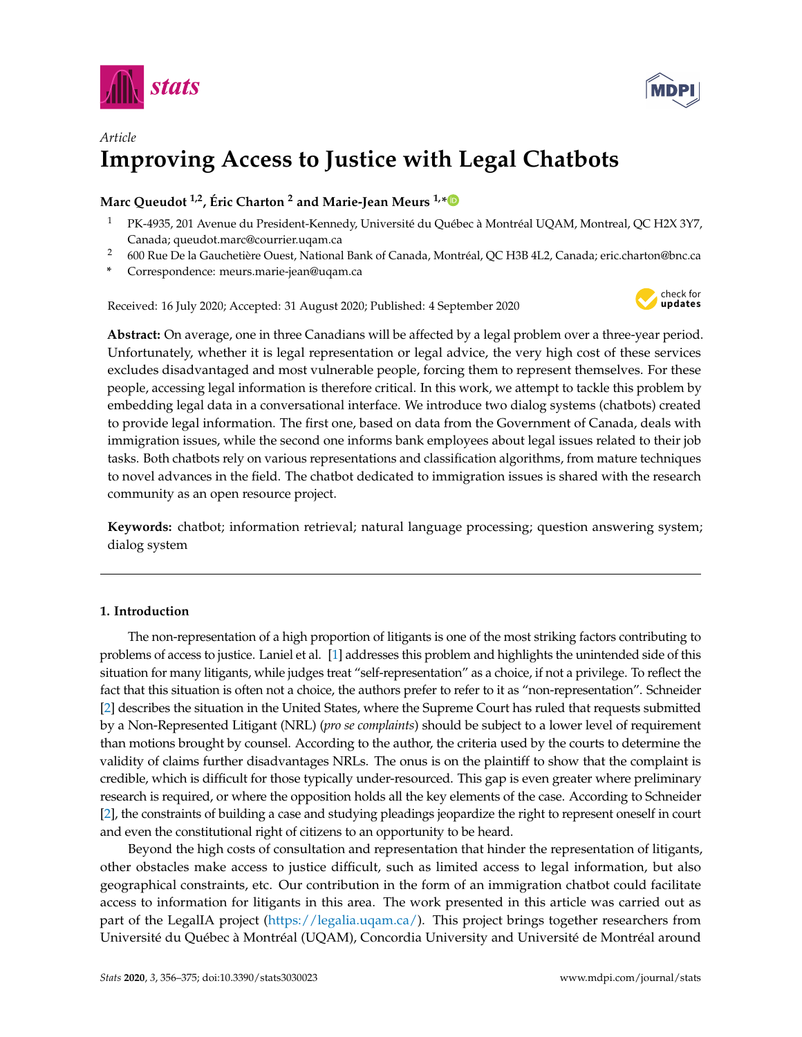Article

# Improving Access to Justice with Legal Chatbots

**Marc Queudot [1,2], Éric Charton [2] and Marie-Jean Meurs [1,*]**

[1] PK-4935, 201 Avenue du President-Kennedy, Université du Québec à Montréal UQAM, Montreal, QC H2X 3Y7, Canada; queudot.marc@courrier.uqam.ca

[2] 600 Rue De la Gauchetière Ouest, National Bank of Canada, Montréal, QC H3B 4L2, Canada; eric.charton@bnc.ca

* Correspondence: meurs.marie-jean@uqam.ca

Received: 16 July 2020; Accepted: 31 August 2020; Published: 4 September 2020

**Abstract:** On average, one in three Canadians will be affected by a legal problem over a three-year period. Unfortunately, whether it is legal representation or legal advice, the very high cost of these services excludes disadvantaged and most vulnerable people, forcing them to represent themselves. For these people, accessing legal information is therefore critical. In this work, we attempt to tackle this problem by embedding legal data in a conversational interface. We introduce two dialog systems (chatbots) created to provide legal information. The first one, based on data from the Government of Canada, deals with immigration issues, while the second one informs bank employees about legal issues related to their job tasks. Both chatbots rely on various representations and classification algorithms, from mature techniques to novel advances in the field. The chatbot dedicated to immigration issues is shared with the research community as an open resource project.

**Keywords:** chatbot; information retrieval; natural language processing; question answering system; dialog system

## 1. Introduction

The non-representation of a high proportion of litigants is one of the most striking factors contributing to problems of access to justice. Laniel et al. [1] addresses this problem and highlights the unintended side of this situation for many litigants, while judges treat "self-representation" as a choice, if not a privilege. To reflect the fact that this situation is often not a choice, the authors prefer to refer to it as "non-representation". Schneider [2] describes the situation in the United States, where the Supreme Court has ruled that requests submitted by a Non-Represented Litigant (NRL) (*pro se complaints*) should be subject to a lower level of requirement than motions brought by counsel. According to the author, the criteria used by the courts to determine the validity of claims further disadvantages NRLs. The onus is on the plaintiff to show that the complaint is credible, which is difficult for those typically under-resourced. This gap is even greater where preliminary research is required, or where the opposition holds all the key elements of the case. According to Schneider [2], the constraints of building a case and studying pleadings jeopardize the right to represent oneself in court and even the constitutional right of citizens to an opportunity to be heard.

Beyond the high costs of consultation and representation that hinder the representation of litigants, other obstacles make access to justice difficult, such as limited access to legal information, but also geographical constraints, etc. Our contribution in the form of an immigration chatbot could facilitate access to information for litigants in this area. The work presented in this article was carried out as part of the LegalIA project (https://legalia.uqam.ca/). This project brings together researchers from Université du Québec à Montréal (UQAM), Concordia University and Université de Montréal around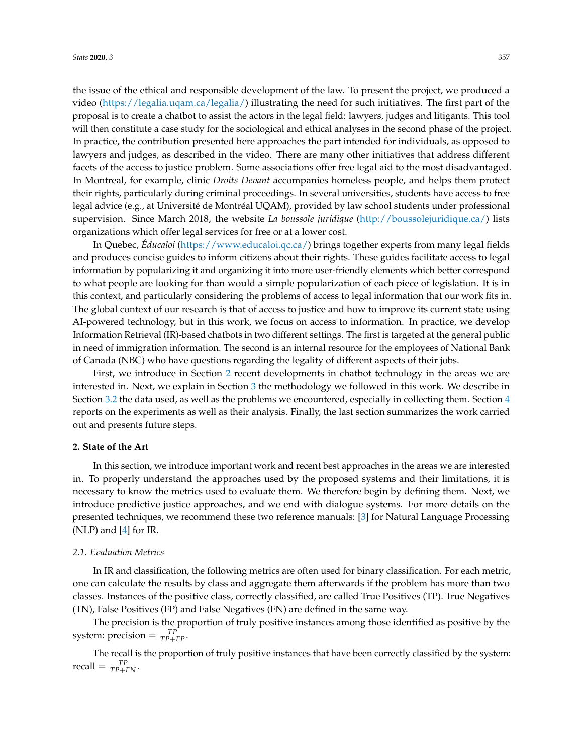the issue of the ethical and responsible development of the law. To present the project, we produced a video (https://legalia.uqam.ca/legalia/) illustrating the need for such initiatives. The first part of the proposal is to create a chatbot to assist the actors in the legal field: lawyers, judges and litigants. This tool will then constitute a case study for the sociological and ethical analyses in the second phase of the project. In practice, the contribution presented here approaches the part intended for individuals, as opposed to lawyers and judges, as described in the video. There are many other initiatives that address different facets of the access to justice problem. Some associations offer free legal aid to the most disadvantaged. In Montreal, for example, clinic *Droits Devant* accompanies homeless people, and helps them protect their rights, particularly during criminal proceedings. In several universities, students have access to free legal advice (e.g., at Université de Montréal UQAM), provided by law school students under professional supervision. Since March 2018, the website *La boussole juridique* (http://boussolejuridique.ca/) lists organizations which offer legal services for free or at a lower cost.

In Quebec, *Éducaloi* (https://www.educaloi.qc.ca/) brings together experts from many legal fields and produces concise guides to inform citizens about their rights. These guides facilitate access to legal information by popularizing it and organizing it into more user-friendly elements which better correspond to what people are looking for than would a simple popularization of each piece of legislation. It is in this context, and particularly considering the problems of access to legal information that our work fits in. The global context of our research is that of access to justice and how to improve its current state using AI-powered technology, but in this work, we focus on access to information. In practice, we develop Information Retrieval (IR)-based chatbots in two different settings. The first is targeted at the general public in need of immigration information. The second is an internal resource for the employees of National Bank of Canada (NBC) who have questions regarding the legality of different aspects of their jobs.

First, we introduce in Section 2 recent developments in chatbot technology in the areas we are interested in. Next, we explain in Section 3 the methodology we followed in this work. We describe in Section 3.2 the data used, as well as the problems we encountered, especially in collecting them. Section 4 reports on the experiments as well as their analysis. Finally, the last section summarizes the work carried out and presents future steps.

## 2. State of the Art

In this section, we introduce important work and recent best approaches in the areas we are interested in. To properly understand the approaches used by the proposed systems and their limitations, it is necessary to know the metrics used to evaluate them. We therefore begin by defining them. Next, we introduce predictive justice approaches, and we end with dialogue systems. For more details on the presented techniques, we recommend these two reference manuals: [3] for Natural Language Processing (NLP) and [4] for IR.

### 2.1. Evaluation Metrics

In IR and classification, the following metrics are often used for binary classification. For each metric, one can calculate the results by class and aggregate them afterwards if the problem has more than two classes. Instances of the positive class, correctly classified, are called True Positives (TP). True Negatives (TN), False Positives (FP) and False Negatives (FN) are defined in the same way.

The precision is the proportion of truly positive instances among those identified as positive by the system: precision $= \frac{TP}{TP+FP}$.

The recall is the proportion of truly positive instances that have been correctly classified by the system: recall $= \frac{TP}{TP+FN}$.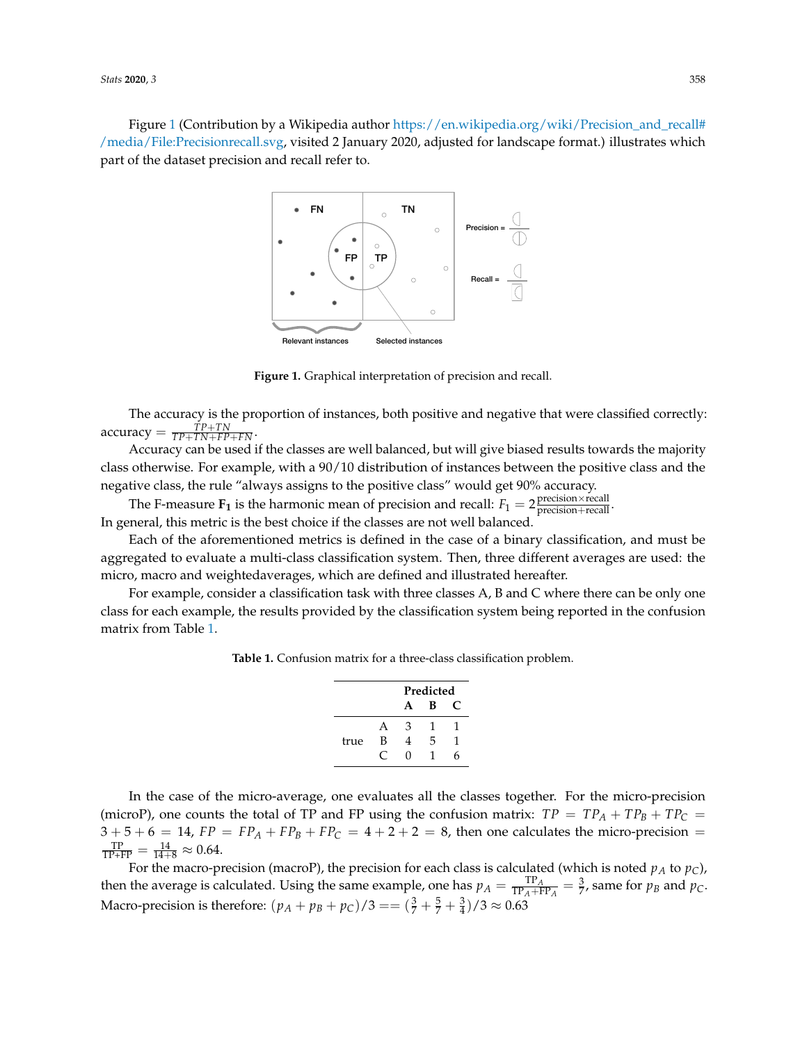Figure 1 (Contribution by a Wikipedia author https://en.wikipedia.org/wiki/Precision_and_recall#/media/File:Precisionrecall.svg, visited 2 January 2020, adjusted for landscape format.) illustrates which part of the dataset precision and recall refer to.

**Figure 1.** Graphical interpretation of precision and recall.

The accuracy is the proportion of instances, both positive and negative that were classified correctly: accuracy $= \frac{TP+TN}{TP+TN+FP+FN}$.

Accuracy can be used if the classes are well balanced, but will give biased results towards the majority class otherwise. For example, with a 90/10 distribution of instances between the positive class and the negative class, the rule "always assigns to the positive class" would get 90% accuracy.

The F-measure $\mathbf{F_1}$ is the harmonic mean of precision and recall: $F_1 = 2\frac{\text{precision}\times\text{recall}}{\text{precision}+\text{recall}}$. In general, this metric is the best choice if the classes are not well balanced.

Each of the aforementioned metrics is defined in the case of a binary classification, and must be aggregated to evaluate a multi-class classification system. Then, three different averages are used: the micro, macro and weightedaverages, which are defined and illustrated hereafter.

For example, consider a classification task with three classes A, B and C where there can be only one class for each example, the results provided by the classification system being reported in the confusion matrix from Table 1.

**Table 1.** Confusion matrix for a three-class classification problem.

| | | **Predicted** | | |
|---|---|---|---|---|
| | | **A** | **B** | **C** |
| true | A | 3 | 1 | 1 |
| | B | 4 | 5 | 1 |
| | C | 0 | 1 | 6 |

In the case of the micro-average, one evaluates all the classes together. For the micro-precision (microP), one counts the total of TP and FP using the confusion matrix: $TP = TP_A + TP_B + TP_C = 3+5+6 = 14$, $FP = FP_A + FP_B + FP_C = 4+2+2 = 8$, then one calculates the micro-precision $= \frac{\text{TP}}{\text{TP+FP}} = \frac{14}{14+8} \approx 0.64$.

For the macro-precision (macroP), the precision for each class is calculated (which is noted $p_A$ to $p_C$), then the average is calculated. Using the same example, one has $p_A = \frac{\text{TP}_A}{\text{TP}_A+\text{FP}_A} = \frac{3}{7}$, same for $p_B$ and $p_C$. Macro-precision is therefore: $(p_A + p_B + p_C)/3 == (\frac{3}{7} + \frac{5}{7} + \frac{3}{4})/3 \approx 0.63$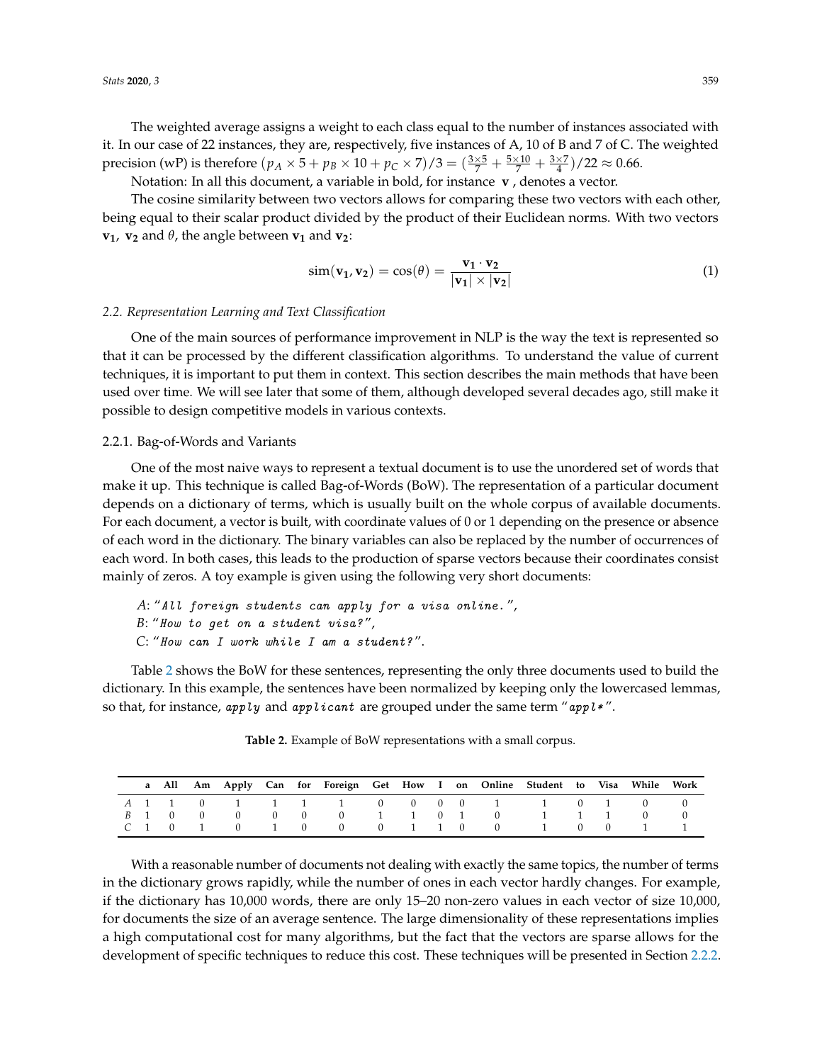The weighted average assigns a weight to each class equal to the number of instances associated with it. In our case of 22 instances, they are, respectively, five instances of A, 10 of B and 7 of C. The weighted precision (wP) is therefore $(p_A \times 5 + p_B \times 10 + p_C \times 7)/3 = (\frac{3\times5}{7} + \frac{5\times10}{7} + \frac{3\times7}{4})/22 \approx 0.66$.

Notation: In all this document, a variable in bold, for instance $\mathbf{v}$ , denotes a vector.

The cosine similarity between two vectors allows for comparing these two vectors with each other, being equal to their scalar product divided by the product of their Euclidean norms. With two vectors $\mathbf{v_1}$, $\mathbf{v_2}$ and $\theta$, the angle between $\mathbf{v_1}$ and $\mathbf{v_2}$:

$$\text{sim}(\mathbf{v_1}, \mathbf{v_2}) = \cos(\theta) = \frac{\mathbf{v_1} \cdot \mathbf{v_2}}{|\mathbf{v_1}| \times |\mathbf{v_2}|} \tag{1}$$

### 2.2. Representation Learning and Text Classification

One of the main sources of performance improvement in NLP is the way the text is represented so that it can be processed by the different classification algorithms. To understand the value of current techniques, it is important to put them in context. This section describes the main methods that have been used over time. We will see later that some of them, although developed several decades ago, still make it possible to design competitive models in various contexts.

#### 2.2.1. Bag-of-Words and Variants

One of the most naive ways to represent a textual document is to use the unordered set of words that make it up. This technique is called Bag-of-Words (BoW). The representation of a particular document depends on a dictionary of terms, which is usually built on the whole corpus of available documents. For each document, a vector is built, with coordinate values of 0 or 1 depending on the presence or absence of each word in the dictionary. The binary variables can also be replaced by the number of occurrences of each word. In both cases, this leads to the production of sparse vectors because their coordinates consist mainly of zeros. A toy example is given using the following very short documents:

*A*: "`All foreign students can apply for a visa online.`",
*B*: "`How to get on a student visa?`",
C: "`How can I work while I am a student?`".

Table 2 shows the BoW for these sentences, representing the only three documents used to build the dictionary. In this example, the sentences have been normalized by keeping only the lowercased lemmas, so that, for instance, `apply` and `applicant` are grouped under the same term "`appl*`".

**Table 2.** Example of BoW representations with a small corpus.

| | a | All | Am | Apply | Can | for | Foreign | Get | How | I | on | Online | Student | to | Visa | While | Work |
|---|---|---|---|---|---|---|---|---|---|---|---|---|---|---|---|---|---|
| *A* | 1 | 1 | 0 | 1 | 1 | 1 | 1 | 0 | 0 | 0 | 0 | 1 | 1 | 0 | 1 | 0 | 0 |
| *B* | 1 | 0 | 0 | 0 | 0 | 0 | 0 | 1 | 1 | 0 | 1 | 0 | 1 | 1 | 1 | 0 | 0 |
| *C* | 1 | 0 | 1 | 0 | 1 | 0 | 0 | 0 | 1 | 1 | 0 | 0 | 1 | 0 | 0 | 1 | 1 |

With a reasonable number of documents not dealing with exactly the same topics, the number of terms in the dictionary grows rapidly, while the number of ones in each vector hardly changes. For example, if the dictionary has 10,000 words, there are only 15–20 non-zero values in each vector of size 10,000, for documents the size of an average sentence. The large dimensionality of these representations implies a high computational cost for many algorithms, but the fact that the vectors are sparse allows for the development of specific techniques to reduce this cost. These techniques will be presented in Section 2.2.2.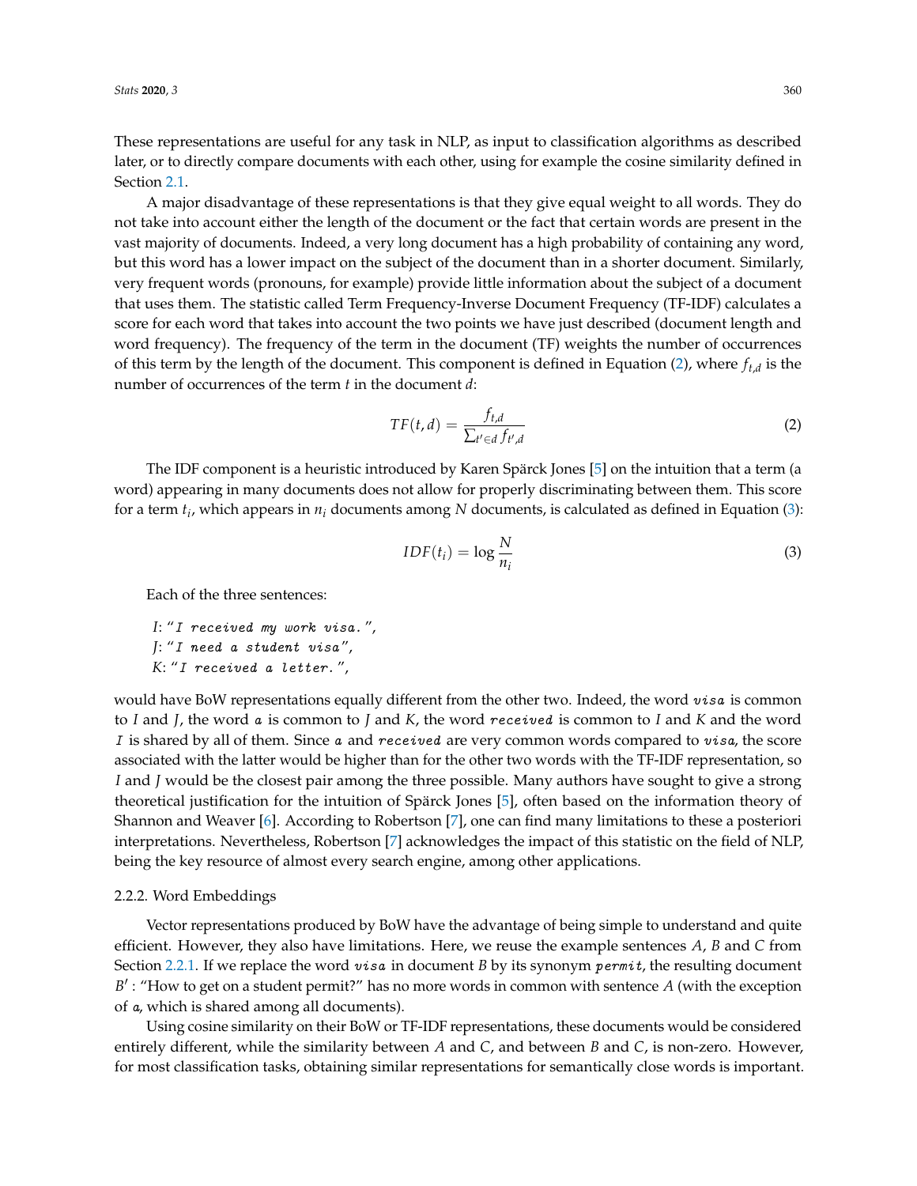These representations are useful for any task in NLP, as input to classification algorithms as described later, or to directly compare documents with each other, using for example the cosine similarity defined in Section 2.1.

A major disadvantage of these representations is that they give equal weight to all words. They do not take into account either the length of the document or the fact that certain words are present in the vast majority of documents. Indeed, a very long document has a high probability of containing any word, but this word has a lower impact on the subject of the document than in a shorter document. Similarly, very frequent words (pronouns, for example) provide little information about the subject of a document that uses them. The statistic called Term Frequency-Inverse Document Frequency (TF-IDF) calculates a score for each word that takes into account the two points we have just described (document length and word frequency). The frequency of the term in the document (TF) weights the number of occurrences of this term by the length of the document. This component is defined in Equation (2), where $f_{t,d}$ is the number of occurrences of the term $t$ in the document $d$:

$$TF(t,d) = \frac{f_{t,d}}{\sum_{t' \in d} f_{t',d}} \tag{2}$$

The IDF component is a heuristic introduced by Karen Spärck Jones [5] on the intuition that a term (a word) appearing in many documents does not allow for properly discriminating between them. This score for a term $t_i$, which appears in $n_i$ documents among $N$ documents, is calculated as defined in Equation (3):

$$IDF(t_i) = \log \frac{N}{n_i} \tag{3}$$

Each of the three sentences:

*I*: "`I received my work visa.`",
*J*: "`I need a student visa`",
*K*: "`I received a letter.`",

would have BoW representations equally different from the other two. Indeed, the word `visa` is common to *I* and *J*, the word `a` is common to *J* and *K*, the word `received` is common to *I* and *K* and the word `I` is shared by all of them. Since `a` and `received` are very common words compared to `visa`, the score associated with the latter would be higher than for the other two words with the TF-IDF representation, so *I* and *J* would be the closest pair among the three possible. Many authors have sought to give a strong theoretical justification for the intuition of Spärck Jones [5], often based on the information theory of Shannon and Weaver [6]. According to Robertson [7], one can find many limitations to these a posteriori interpretations. Nevertheless, Robertson [7] acknowledges the impact of this statistic on the field of NLP, being the key resource of almost every search engine, among other applications.

### 2.2.2. Word Embeddings

Vector representations produced by BoW have the advantage of being simple to understand and quite efficient. However, they also have limitations. Here, we reuse the example sentences *A*, *B* and *C* from Section 2.2.1. If we replace the word `visa` in document *B* by its synonym `permit`, the resulting document $B'$ : "How to get on a student permit?" has no more words in common with sentence *A* (with the exception of `a`, which is shared among all documents).

Using cosine similarity on their BoW or TF-IDF representations, these documents would be considered entirely different, while the similarity between *A* and *C*, and between *B* and *C*, is non-zero. However, for most classification tasks, obtaining similar representations for semantically close words is important.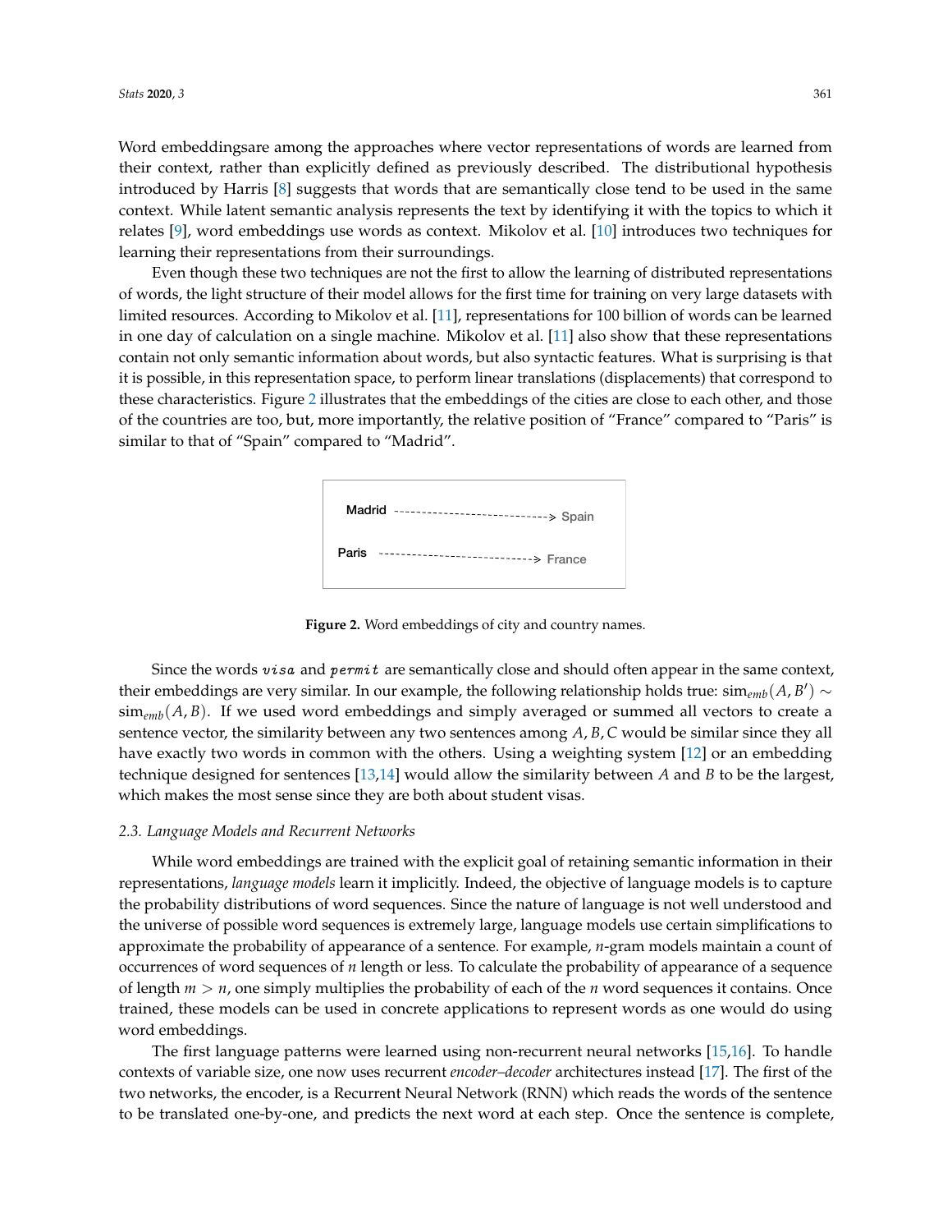Word embeddingsare among the approaches where vector representations of words are learned from their context, rather than explicitly defined as previously described. The distributional hypothesis introduced by Harris [8] suggests that words that are semantically close tend to be used in the same context. While latent semantic analysis represents the text by identifying it with the topics to which it relates [9], word embeddings use words as context. Mikolov et al. [10] introduces two techniques for learning their representations from their surroundings.

Even though these two techniques are not the first to allow the learning of distributed representations of words, the light structure of their model allows for the first time for training on very large datasets with limited resources. According to Mikolov et al. [11], representations for 100 billion of words can be learned in one day of calculation on a single machine. Mikolov et al. [11] also show that these representations contain not only semantic information about words, but also syntactic features. What is surprising is that it is possible, in this representation space, to perform linear translations (displacements) that correspond to these characteristics. Figure 2 illustrates that the embeddings of the cities are close to each other, and those of the countries are too, but, more importantly, the relative position of "France" compared to "Paris" is similar to that of "Spain" compared to "Madrid".

```
Madrid  ---------------------------> Spain

Paris  ---------------------------> France
```

**Figure 2.** Word embeddings of city and country names.

Since the words *visa* and *permit* are semantically close and should often appear in the same context, their embeddings are very similar. In our example, the following relationship holds true: $\text{sim}_{emb}(A, B') \sim \text{sim}_{emb}(A, B)$. If we used word embeddings and simply averaged or summed all vectors to create a sentence vector, the similarity between any two sentences among $A, B, C$ would be similar since they all have exactly two words in common with the others. Using a weighting system [12] or an embedding technique designed for sentences [13,14] would allow the similarity between $A$ and $B$ to be the largest, which makes the most sense since they are both about student visas.

### 2.3. Language Models and Recurrent Networks

While word embeddings are trained with the explicit goal of retaining semantic information in their representations, *language models* learn it implicitly. Indeed, the objective of language models is to capture the probability distributions of word sequences. Since the nature of language is not well understood and the universe of possible word sequences is extremely large, language models use certain simplifications to approximate the probability of appearance of a sentence. For example, $n$-gram models maintain a count of occurrences of word sequences of $n$ length or less. To calculate the probability of appearance of a sequence of length $m > n$, one simply multiplies the probability of each of the $n$ word sequences it contains. Once trained, these models can be used in concrete applications to represent words as one would do using word embeddings.

The first language patterns were learned using non-recurrent neural networks [15,16]. To handle contexts of variable size, one now uses recurrent *encoder–decoder* architectures instead [17]. The first of the two networks, the encoder, is a Recurrent Neural Network (RNN) which reads the words of the sentence to be translated one-by-one, and predicts the next word at each step. Once the sentence is complete,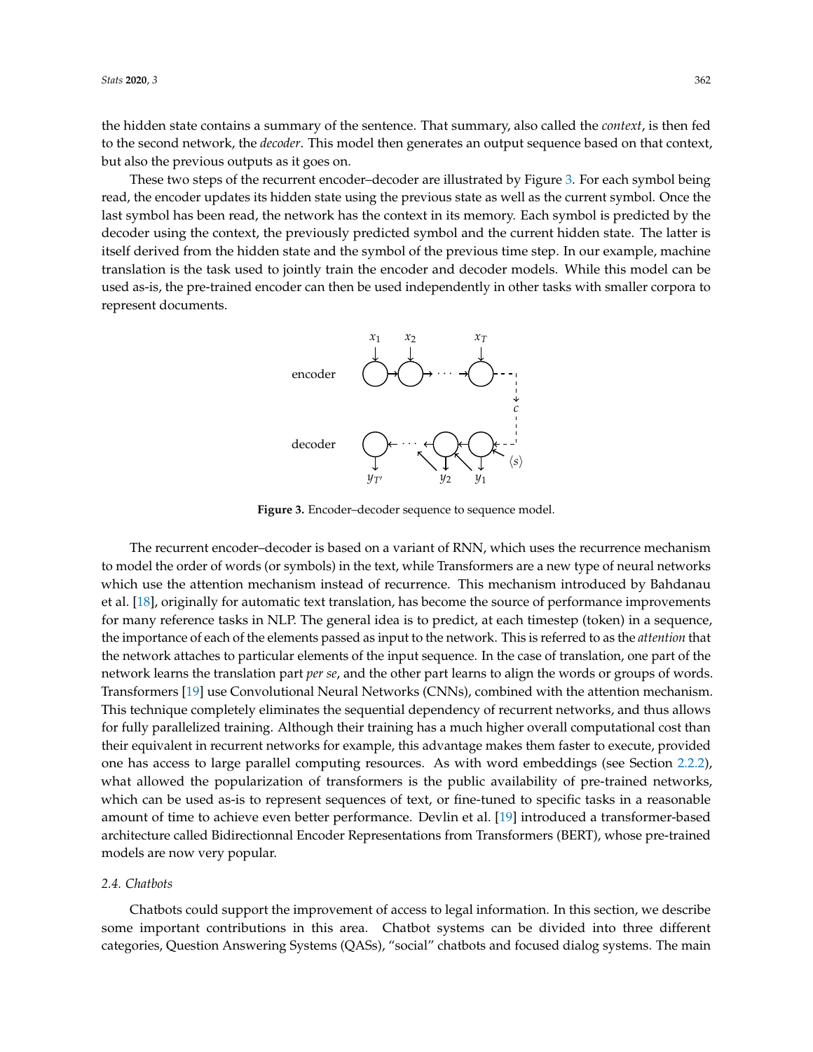the hidden state contains a summary of the sentence. That summary, also called the *context*, is then fed to the second network, the *decoder*. This model then generates an output sequence based on that context, but also the previous outputs as it goes on.

These two steps of the recurrent encoder–decoder are illustrated by Figure 3. For each symbol being read, the encoder updates its hidden state using the previous state as well as the current symbol. Once the last symbol has been read, the network has the context in its memory. Each symbol is predicted by the decoder using the context, the previously predicted symbol and the current hidden state. The latter is itself derived from the hidden state and the symbol of the previous time step. In our example, machine translation is the task used to jointly train the encoder and decoder models. While this model can be used as-is, the pre-trained encoder can then be used independently in other tasks with smaller corpora to represent documents.

**Figure 3.** Encoder–decoder sequence to sequence model.

The recurrent encoder–decoder is based on a variant of RNN, which uses the recurrence mechanism to model the order of words (or symbols) in the text, while Transformers are a new type of neural networks which use the attention mechanism instead of recurrence. This mechanism introduced by Bahdanau et al. [18], originally for automatic text translation, has become the source of performance improvements for many reference tasks in NLP. The general idea is to predict, at each timestep (token) in a sequence, the importance of each of the elements passed as input to the network. This is referred to as the *attention* that the network attaches to particular elements of the input sequence. In the case of translation, one part of the network learns the translation part *per se*, and the other part learns to align the words or groups of words. Transformers [19] use Convolutional Neural Networks (CNNs), combined with the attention mechanism. This technique completely eliminates the sequential dependency of recurrent networks, and thus allows for fully parallelized training. Although their training has a much higher overall computational cost than their equivalent in recurrent networks for example, this advantage makes them faster to execute, provided one has access to large parallel computing resources. As with word embeddings (see Section 2.2.2), what allowed the popularization of transformers is the public availability of pre-trained networks, which can be used as-is to represent sequences of text, or fine-tuned to specific tasks in a reasonable amount of time to achieve even better performance. Devlin et al. [19] introduced a transformer-based architecture called Bidirectionnal Encoder Representations from Transformers (BERT), whose pre-trained models are now very popular.

### 2.4. Chatbots

Chatbots could support the improvement of access to legal information. In this section, we describe some important contributions in this area. Chatbot systems can be divided into three different categories, Question Answering Systems (QASs), "social" chatbots and focused dialog systems. The main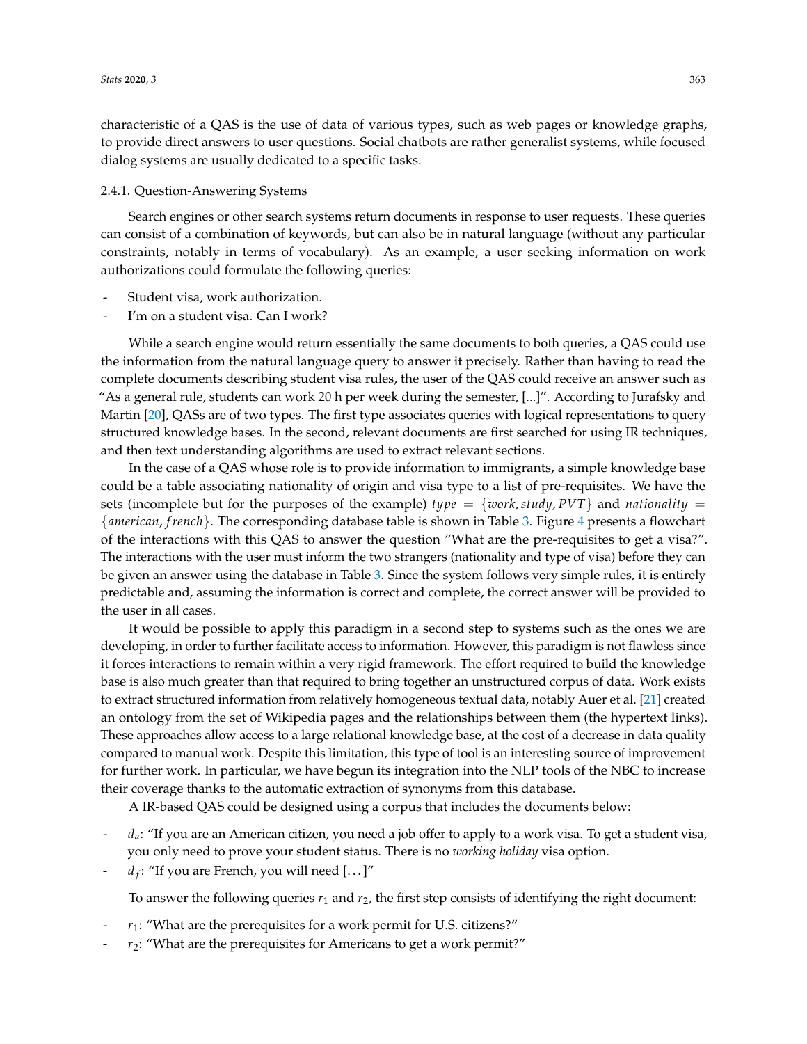characteristic of a QAS is the use of data of various types, such as web pages or knowledge graphs, to provide direct answers to user questions. Social chatbots are rather generalist systems, while focused dialog systems are usually dedicated to a specific tasks.

#### 2.4.1. Question-Answering Systems

Search engines or other search systems return documents in response to user requests. These queries can consist of a combination of keywords, but can also be in natural language (without any particular constraints, notably in terms of vocabulary). As an example, a user seeking information on work authorizations could formulate the following queries:

- Student visa, work authorization.
- I'm on a student visa. Can I work?

While a search engine would return essentially the same documents to both queries, a QAS could use the information from the natural language query to answer it precisely. Rather than having to read the complete documents describing student visa rules, the user of the QAS could receive an answer such as "As a general rule, students can work 20 h per week during the semester, [...]". According to Jurafsky and Martin [20], QASs are of two types. The first type associates queries with logical representations to query structured knowledge bases. In the second, relevant documents are first searched for using IR techniques, and then text understanding algorithms are used to extract relevant sections.

In the case of a QAS whose role is to provide information to immigrants, a simple knowledge base could be a table associating nationality of origin and visa type to a list of pre-requisites. We have the sets (incomplete but for the purposes of the example) $type = \{work, study, PVT\}$ and $nationality = \{american, french\}$. The corresponding database table is shown in Table 3. Figure 4 presents a flowchart of the interactions with this QAS to answer the question "What are the pre-requisites to get a visa?". The interactions with the user must inform the two strangers (nationality and type of visa) before they can be given an answer using the database in Table 3. Since the system follows very simple rules, it is entirely predictable and, assuming the information is correct and complete, the correct answer will be provided to the user in all cases.

It would be possible to apply this paradigm in a second step to systems such as the ones we are developing, in order to further facilitate access to information. However, this paradigm is not flawless since it forces interactions to remain within a very rigid framework. The effort required to build the knowledge base is also much greater than that required to bring together an unstructured corpus of data. Work exists to extract structured information from relatively homogeneous textual data, notably Auer et al. [21] created an ontology from the set of Wikipedia pages and the relationships between them (the hypertext links). These approaches allow access to a large relational knowledge base, at the cost of a decrease in data quality compared to manual work. Despite this limitation, this type of tool is an interesting source of improvement for further work. In particular, we have begun its integration into the NLP tools of the NBC to increase their coverage thanks to the automatic extraction of synonyms from this database.

A IR-based QAS could be designed using a corpus that includes the documents below:

- $d_a$: "If you are an American citizen, you need a job offer to apply to a work visa. To get a student visa, you only need to prove your student status. There is no *working holiday* visa option.
- $d_f$: "If you are French, you will need [...]"

To answer the following queries $r_1$ and $r_2$, the first step consists of identifying the right document:

- $r_1$: "What are the prerequisites for a work permit for U.S. citizens?"
- $r_2$: "What are the prerequisites for Americans to get a work permit?"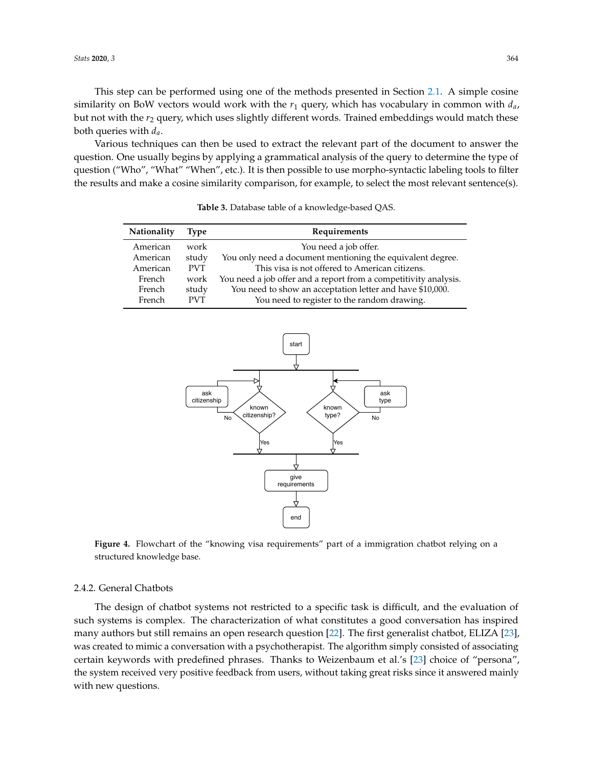This step can be performed using one of the methods presented in Section 2.1. A simple cosine similarity on BoW vectors would work with the $r_1$ query, which has vocabulary in common with $d_a$, but not with the $r_2$ query, which uses slightly different words. Trained embeddings would match these both queries with $d_a$.

Various techniques can then be used to extract the relevant part of the document to answer the question. One usually begins by applying a grammatical analysis of the query to determine the type of question ("Who", "What" "When", etc.). It is then possible to use morpho-syntactic labeling tools to filter the results and make a cosine similarity comparison, for example, to select the most relevant sentence(s).

**Table 3.** Database table of a knowledge-based QAS.

| Nationality | Type | Requirements |
|---|---|---|
| American | work | You need a job offer. |
| American | study | You only need a document mentioning the equivalent degree. |
| American | PVT | This visa is not offered to American citizens. |
| French | work | You need a job offer and a report from a competitivity analysis. |
| French | study | You need to show an acceptation letter and have $10,000. |
| French | PVT | You need to register to the random drawing. |

**Figure 4.** Flowchart of the "knowing visa requirements" part of a immigration chatbot relying on a structured knowledge base.

### 2.4.2. General Chatbots

The design of chatbot systems not restricted to a specific task is difficult, and the evaluation of such systems is complex. The characterization of what constitutes a good conversation has inspired many authors but still remains an open research question [22]. The first generalist chatbot, ELIZA [23], was created to mimic a conversation with a psychotherapist. The algorithm simply consisted of associating certain keywords with predefined phrases. Thanks to Weizenbaum et al.'s [23] choice of "persona", the system received very positive feedback from users, without taking great risks since it answered mainly with new questions.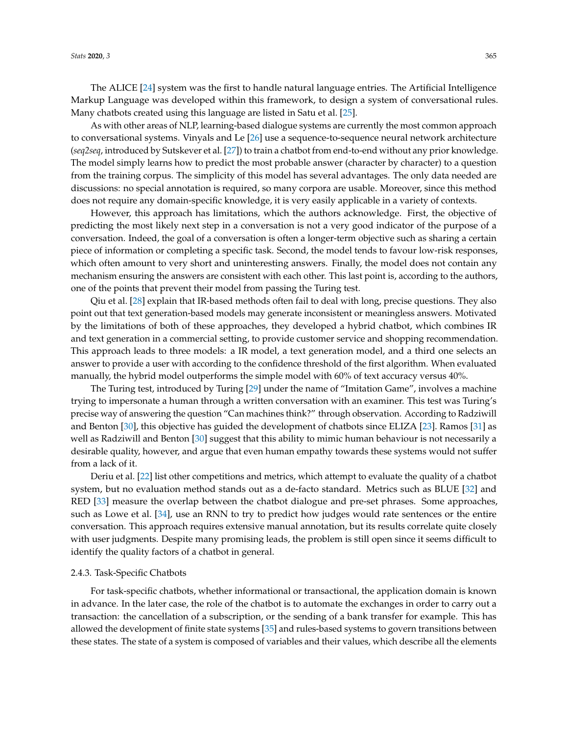The ALICE [24] system was the first to handle natural language entries. The Artificial Intelligence Markup Language was developed within this framework, to design a system of conversational rules. Many chatbots created using this language are listed in Satu et al. [25].

As with other areas of NLP, learning-based dialogue systems are currently the most common approach to conversational systems. Vinyals and Le [26] use a sequence-to-sequence neural network architecture (*seq2seq*, introduced by Sutskever et al. [27]) to train a chatbot from end-to-end without any prior knowledge. The model simply learns how to predict the most probable answer (character by character) to a question from the training corpus. The simplicity of this model has several advantages. The only data needed are discussions: no special annotation is required, so many corpora are usable. Moreover, since this method does not require any domain-specific knowledge, it is very easily applicable in a variety of contexts.

However, this approach has limitations, which the authors acknowledge. First, the objective of predicting the most likely next step in a conversation is not a very good indicator of the purpose of a conversation. Indeed, the goal of a conversation is often a longer-term objective such as sharing a certain piece of information or completing a specific task. Second, the model tends to favour low-risk responses, which often amount to very short and uninteresting answers. Finally, the model does not contain any mechanism ensuring the answers are consistent with each other. This last point is, according to the authors, one of the points that prevent their model from passing the Turing test.

Qiu et al. [28] explain that IR-based methods often fail to deal with long, precise questions. They also point out that text generation-based models may generate inconsistent or meaningless answers. Motivated by the limitations of both of these approaches, they developed a hybrid chatbot, which combines IR and text generation in a commercial setting, to provide customer service and shopping recommendation. This approach leads to three models: a IR model, a text generation model, and a third one selects an answer to provide a user with according to the confidence threshold of the first algorithm. When evaluated manually, the hybrid model outperforms the simple model with 60% of text accuracy versus 40%.

The Turing test, introduced by Turing [29] under the name of "Imitation Game", involves a machine trying to impersonate a human through a written conversation with an examiner. This test was Turing's precise way of answering the question "Can machines think?" through observation. According to Radziwill and Benton [30], this objective has guided the development of chatbots since ELIZA [23]. Ramos [31] as well as Radziwill and Benton [30] suggest that this ability to mimic human behaviour is not necessarily a desirable quality, however, and argue that even human empathy towards these systems would not suffer from a lack of it.

Deriu et al. [22] list other competitions and metrics, which attempt to evaluate the quality of a chatbot system, but no evaluation method stands out as a de-facto standard. Metrics such as BLUE [32] and RED [33] measure the overlap between the chatbot dialogue and pre-set phrases. Some approaches, such as Lowe et al. [34], use an RNN to try to predict how judges would rate sentences or the entire conversation. This approach requires extensive manual annotation, but its results correlate quite closely with user judgments. Despite many promising leads, the problem is still open since it seems difficult to identify the quality factors of a chatbot in general.

#### 2.4.3. Task-Specific Chatbots

For task-specific chatbots, whether informational or transactional, the application domain is known in advance. In the later case, the role of the chatbot is to automate the exchanges in order to carry out a transaction: the cancellation of a subscription, or the sending of a bank transfer for example. This has allowed the development of finite state systems [35] and rules-based systems to govern transitions between these states. The state of a system is composed of variables and their values, which describe all the elements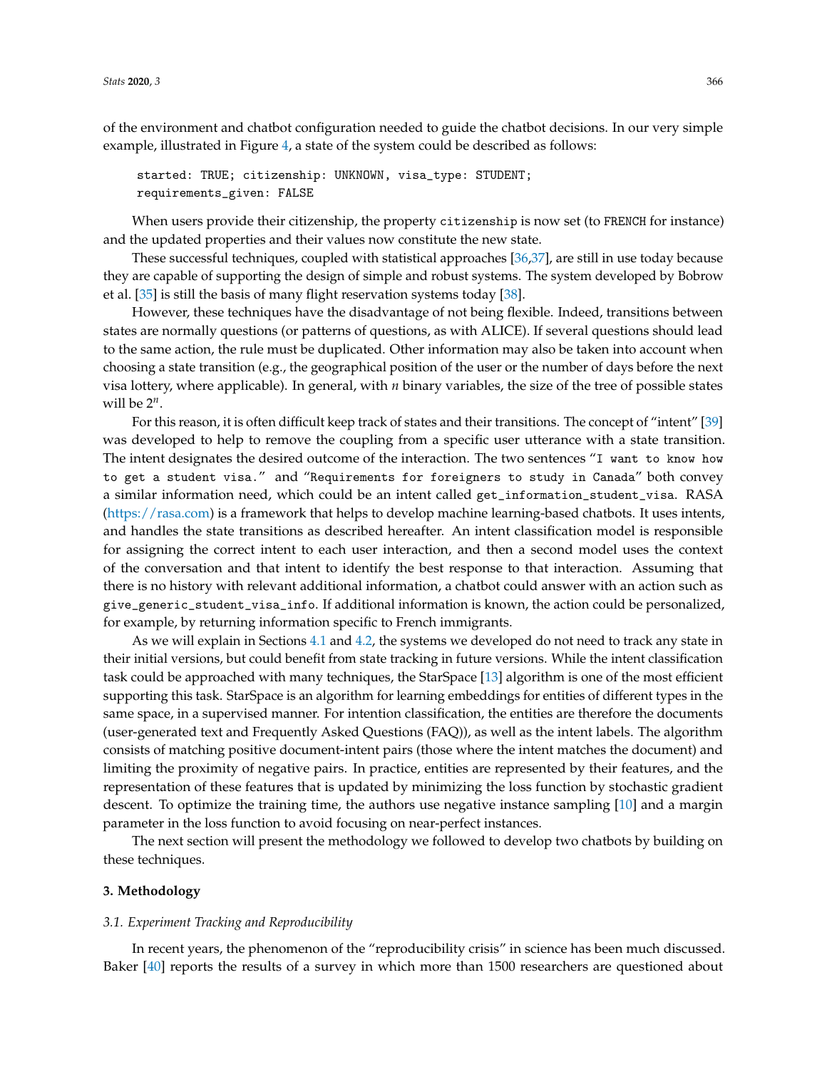of the environment and chatbot configuration needed to guide the chatbot decisions. In our very simple example, illustrated in Figure 4, a state of the system could be described as follows:

```
started: TRUE; citizenship: UNKNOWN, visa_type: STUDENT;
requirements_given: FALSE
```

When users provide their citizenship, the property `citizenship` is now set (to `FRENCH` for instance) and the updated properties and their values now constitute the new state.

These successful techniques, coupled with statistical approaches [36,37], are still in use today because they are capable of supporting the design of simple and robust systems. The system developed by Bobrow et al. [35] is still the basis of many flight reservation systems today [38].

However, these techniques have the disadvantage of not being flexible. Indeed, transitions between states are normally questions (or patterns of questions, as with ALICE). If several questions should lead to the same action, the rule must be duplicated. Other information may also be taken into account when choosing a state transition (e.g., the geographical position of the user or the number of days before the next visa lottery, where applicable). In general, with $n$ binary variables, the size of the tree of possible states will be $2^n$.

For this reason, it is often difficult keep track of states and their transitions. The concept of "intent" [39] was developed to help to remove the coupling from a specific user utterance with a state transition. The intent designates the desired outcome of the interaction. The two sentences "`I want to know how to get a student visa.`" and "`Requirements for foreigners to study in Canada`" both convey a similar information need, which could be an intent called `get_information_student_visa`. RASA (https://rasa.com) is a framework that helps to develop machine learning-based chatbots. It uses intents, and handles the state transitions as described hereafter. An intent classification model is responsible for assigning the correct intent to each user interaction, and then a second model uses the context of the conversation and that intent to identify the best response to that interaction. Assuming that there is no history with relevant additional information, a chatbot could answer with an action such as `give_generic_student_visa_info`. If additional information is known, the action could be personalized, for example, by returning information specific to French immigrants.

As we will explain in Sections 4.1 and 4.2, the systems we developed do not need to track any state in their initial versions, but could benefit from state tracking in future versions. While the intent classification task could be approached with many techniques, the StarSpace [13] algorithm is one of the most efficient supporting this task. StarSpace is an algorithm for learning embeddings for entities of different types in the same space, in a supervised manner. For intention classification, the entities are therefore the documents (user-generated text and Frequently Asked Questions (FAQ)), as well as the intent labels. The algorithm consists of matching positive document-intent pairs (those where the intent matches the document) and limiting the proximity of negative pairs. In practice, entities are represented by their features, and the representation of these features that is updated by minimizing the loss function by stochastic gradient descent. To optimize the training time, the authors use negative instance sampling [10] and a margin parameter in the loss function to avoid focusing on near-perfect instances.

The next section will present the methodology we followed to develop two chatbots by building on these techniques.

## 3. Methodology

### *3.1. Experiment Tracking and Reproducibility*

In recent years, the phenomenon of the "reproducibility crisis" in science has been much discussed. Baker [40] reports the results of a survey in which more than 1500 researchers are questioned about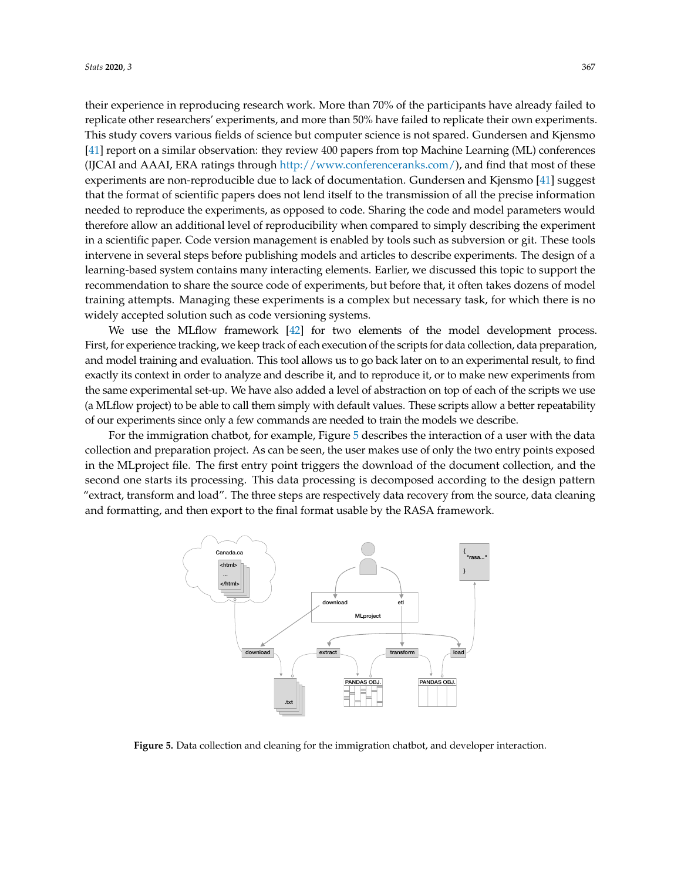their experience in reproducing research work. More than 70% of the participants have already failed to replicate other researchers' experiments, and more than 50% have failed to replicate their own experiments. This study covers various fields of science but computer science is not spared. Gundersen and Kjensmo [41] report on a similar observation: they review 400 papers from top Machine Learning (ML) conferences (IJCAI and AAAI, ERA ratings through http://www.conferenceranks.com/), and find that most of these experiments are non-reproducible due to lack of documentation. Gundersen and Kjensmo [41] suggest that the format of scientific papers does not lend itself to the transmission of all the precise information needed to reproduce the experiments, as opposed to code. Sharing the code and model parameters would therefore allow an additional level of reproducibility when compared to simply describing the experiment in a scientific paper. Code version management is enabled by tools such as subversion or git. These tools intervene in several steps before publishing models and articles to describe experiments. The design of a learning-based system contains many interacting elements. Earlier, we discussed this topic to support the recommendation to share the source code of experiments, but before that, it often takes dozens of model training attempts. Managing these experiments is a complex but necessary task, for which there is no widely accepted solution such as code versioning systems.

We use the MLflow framework [42] for two elements of the model development process. First, for experience tracking, we keep track of each execution of the scripts for data collection, data preparation, and model training and evaluation. This tool allows us to go back later on to an experimental result, to find exactly its context in order to analyze and describe it, and to reproduce it, or to make new experiments from the same experimental set-up. We have also added a level of abstraction on top of each of the scripts we use (a MLflow project) to be able to call them simply with default values. These scripts allow a better repeatability of our experiments since only a few commands are needed to train the models we describe.

For the immigration chatbot, for example, Figure 5 describes the interaction of a user with the data collection and preparation project. As can be seen, the user makes use of only the two entry points exposed in the MLproject file. The first entry point triggers the download of the document collection, and the second one starts its processing. This data processing is decomposed according to the design pattern "extract, transform and load". The three steps are respectively data recovery from the source, data cleaning and formatting, and then export to the final format usable by the RASA framework.

**Figure 5.** Data collection and cleaning for the immigration chatbot, and developer interaction.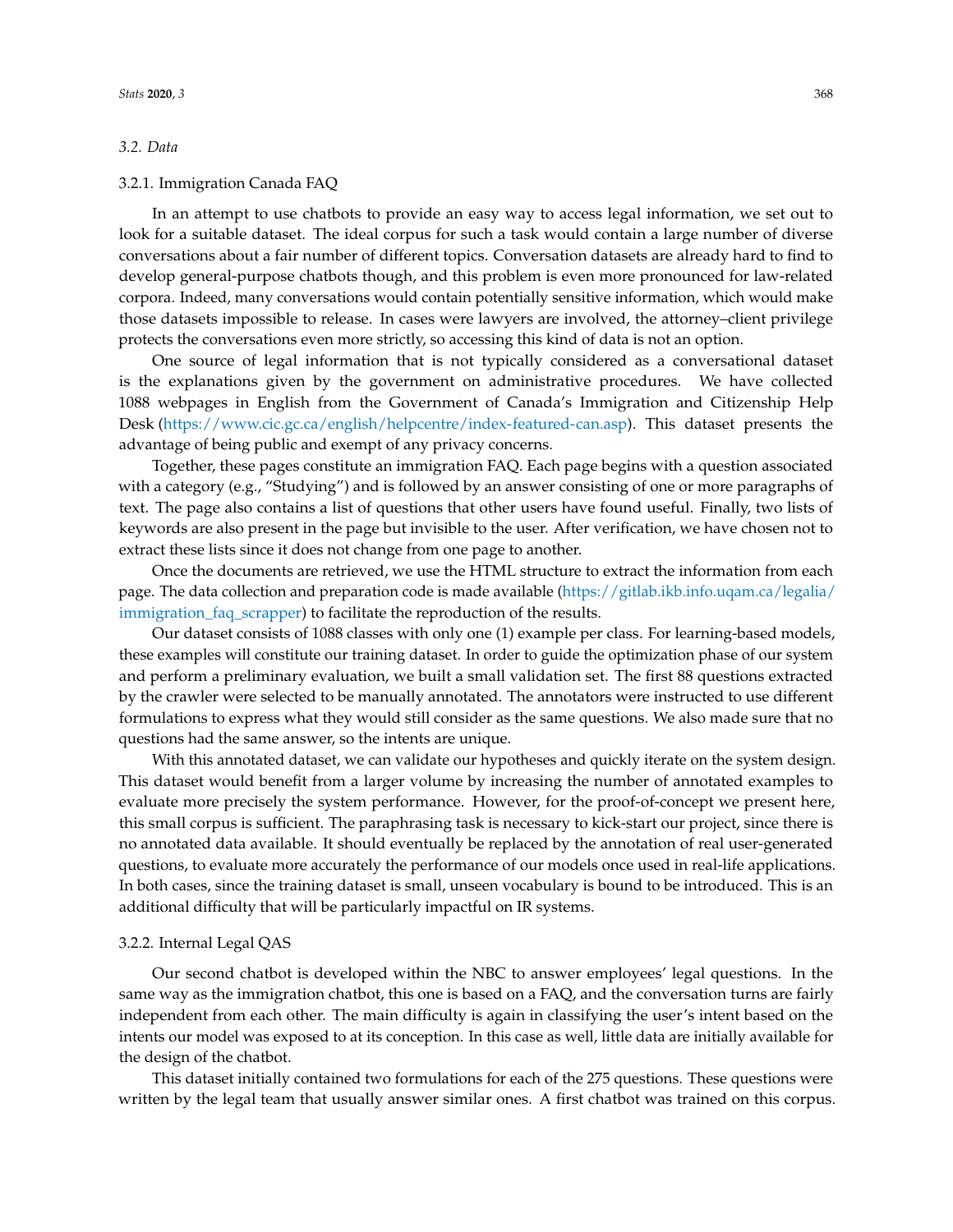### 3.2. Data

#### 3.2.1. Immigration Canada FAQ

In an attempt to use chatbots to provide an easy way to access legal information, we set out to look for a suitable dataset. The ideal corpus for such a task would contain a large number of diverse conversations about a fair number of different topics. Conversation datasets are already hard to find to develop general-purpose chatbots though, and this problem is even more pronounced for law-related corpora. Indeed, many conversations would contain potentially sensitive information, which would make those datasets impossible to release. In cases were lawyers are involved, the attorney–client privilege protects the conversations even more strictly, so accessing this kind of data is not an option.

One source of legal information that is not typically considered as a conversational dataset is the explanations given by the government on administrative procedures. We have collected 1088 webpages in English from the Government of Canada's Immigration and Citizenship Help Desk (https://www.cic.gc.ca/english/helpcentre/index-featured-can.asp). This dataset presents the advantage of being public and exempt of any privacy concerns.

Together, these pages constitute an immigration FAQ. Each page begins with a question associated with a category (e.g., "Studying") and is followed by an answer consisting of one or more paragraphs of text. The page also contains a list of questions that other users have found useful. Finally, two lists of keywords are also present in the page but invisible to the user. After verification, we have chosen not to extract these lists since it does not change from one page to another.

Once the documents are retrieved, we use the HTML structure to extract the information from each page. The data collection and preparation code is made available (https://gitlab.ikb.info.uqam.ca/legalia/immigration_faq_scrapper) to facilitate the reproduction of the results.

Our dataset consists of 1088 classes with only one (1) example per class. For learning-based models, these examples will constitute our training dataset. In order to guide the optimization phase of our system and perform a preliminary evaluation, we built a small validation set. The first 88 questions extracted by the crawler were selected to be manually annotated. The annotators were instructed to use different formulations to express what they would still consider as the same questions. We also made sure that no questions had the same answer, so the intents are unique.

With this annotated dataset, we can validate our hypotheses and quickly iterate on the system design. This dataset would benefit from a larger volume by increasing the number of annotated examples to evaluate more precisely the system performance. However, for the proof-of-concept we present here, this small corpus is sufficient. The paraphrasing task is necessary to kick-start our project, since there is no annotated data available. It should eventually be replaced by the annotation of real user-generated questions, to evaluate more accurately the performance of our models once used in real-life applications. In both cases, since the training dataset is small, unseen vocabulary is bound to be introduced. This is an additional difficulty that will be particularly impactful on IR systems.

#### 3.2.2. Internal Legal QAS

Our second chatbot is developed within the NBC to answer employees' legal questions. In the same way as the immigration chatbot, this one is based on a FAQ, and the conversation turns are fairly independent from each other. The main difficulty is again in classifying the user's intent based on the intents our model was exposed to at its conception. In this case as well, little data are initially available for the design of the chatbot.

This dataset initially contained two formulations for each of the 275 questions. These questions were written by the legal team that usually answer similar ones. A first chatbot was trained on this corpus.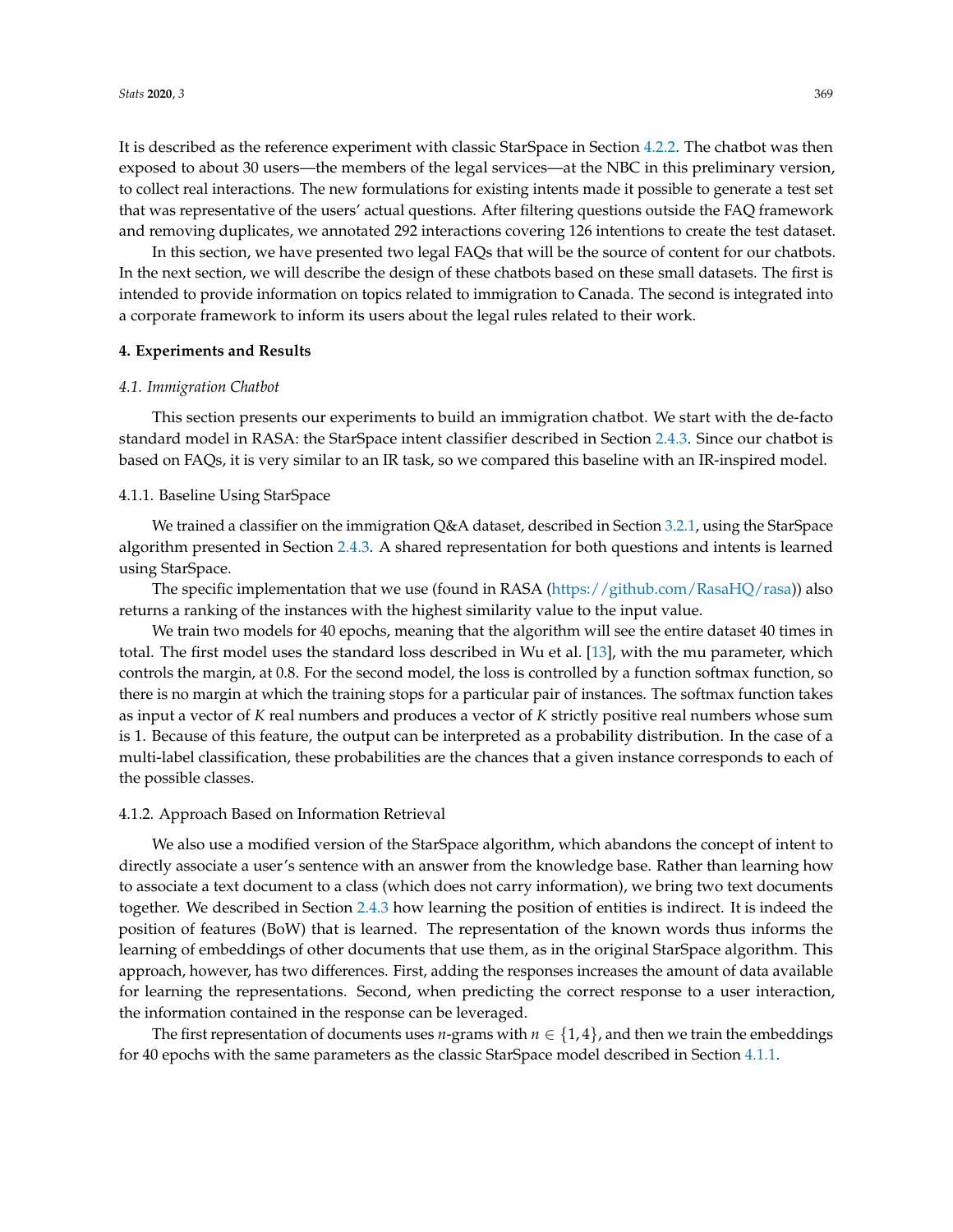It is described as the reference experiment with classic StarSpace in Section 4.2.2. The chatbot was then exposed to about 30 users—the members of the legal services—at the NBC in this preliminary version, to collect real interactions. The new formulations for existing intents made it possible to generate a test set that was representative of the users' actual questions. After filtering questions outside the FAQ framework and removing duplicates, we annotated 292 interactions covering 126 intentions to create the test dataset.

In this section, we have presented two legal FAQs that will be the source of content for our chatbots. In the next section, we will describe the design of these chatbots based on these small datasets. The first is intended to provide information on topics related to immigration to Canada. The second is integrated into a corporate framework to inform its users about the legal rules related to their work.

## 4. Experiments and Results

### 4.1. Immigration Chatbot

This section presents our experiments to build an immigration chatbot. We start with the de-facto standard model in RASA: the StarSpace intent classifier described in Section 2.4.3. Since our chatbot is based on FAQs, it is very similar to an IR task, so we compared this baseline with an IR-inspired model.

#### 4.1.1. Baseline Using StarSpace

We trained a classifier on the immigration Q&A dataset, described in Section 3.2.1, using the StarSpace algorithm presented in Section 2.4.3. A shared representation for both questions and intents is learned using StarSpace.

The specific implementation that we use (found in RASA (https://github.com/RasaHQ/rasa)) also returns a ranking of the instances with the highest similarity value to the input value.

We train two models for 40 epochs, meaning that the algorithm will see the entire dataset 40 times in total. The first model uses the standard loss described in Wu et al. [13], with the mu parameter, which controls the margin, at 0.8. For the second model, the loss is controlled by a function softmax function, so there is no margin at which the training stops for a particular pair of instances. The softmax function takes as input a vector of $K$ real numbers and produces a vector of $K$ strictly positive real numbers whose sum is 1. Because of this feature, the output can be interpreted as a probability distribution. In the case of a multi-label classification, these probabilities are the chances that a given instance corresponds to each of the possible classes.

#### 4.1.2. Approach Based on Information Retrieval

We also use a modified version of the StarSpace algorithm, which abandons the concept of intent to directly associate a user's sentence with an answer from the knowledge base. Rather than learning how to associate a text document to a class (which does not carry information), we bring two text documents together. We described in Section 2.4.3 how learning the position of entities is indirect. It is indeed the position of features (BoW) that is learned. The representation of the known words thus informs the learning of embeddings of other documents that use them, as in the original StarSpace algorithm. This approach, however, has two differences. First, adding the responses increases the amount of data available for learning the representations. Second, when predicting the correct response to a user interaction, the information contained in the response can be leveraged.

The first representation of documents uses $n$-grams with $n \in \{1, 4\}$, and then we train the embeddings for 40 epochs with the same parameters as the classic StarSpace model described in Section 4.1.1.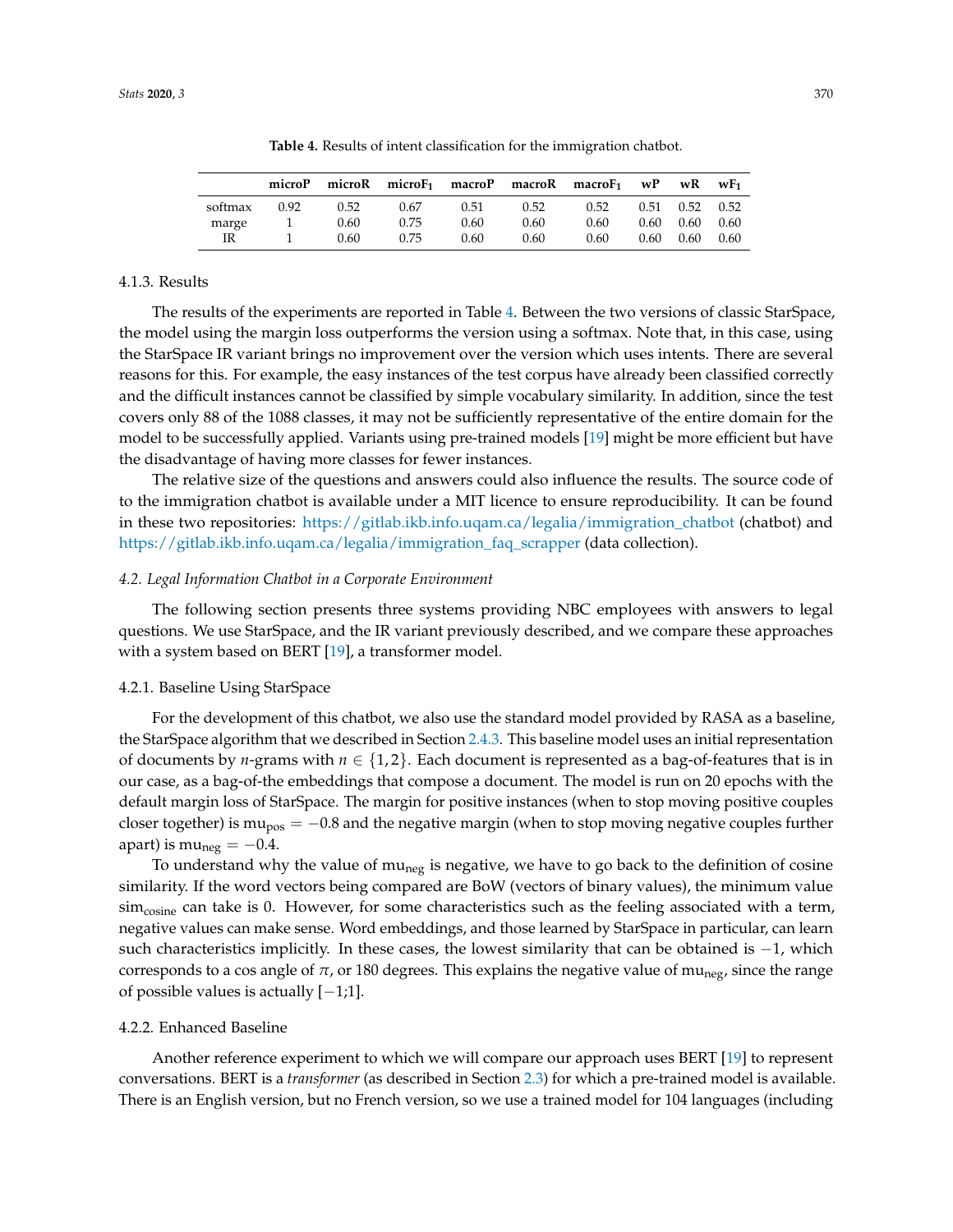**Table 4.** Results of intent classification for the immigration chatbot.

| | microP | microR | microF$_1$ | macroP | macroR | macroF$_1$ | wP | wR | wF$_1$ |
|---|---|---|---|---|---|---|---|---|---|
| softmax | 0.92 | 0.52 | 0.67 | 0.51 | 0.52 | 0.52 | 0.51 | 0.52 | 0.52 |
| marge | 1 | 0.60 | 0.75 | 0.60 | 0.60 | 0.60 | 0.60 | 0.60 | 0.60 |
| IR | 1 | 0.60 | 0.75 | 0.60 | 0.60 | 0.60 | 0.60 | 0.60 | 0.60 |

#### 4.1.3. Results

The results of the experiments are reported in Table 4. Between the two versions of classic StarSpace, the model using the margin loss outperforms the version using a softmax. Note that, in this case, using the StarSpace IR variant brings no improvement over the version which uses intents. There are several reasons for this. For example, the easy instances of the test corpus have already been classified correctly and the difficult instances cannot be classified by simple vocabulary similarity. In addition, since the test covers only 88 of the 1088 classes, it may not be sufficiently representative of the entire domain for the model to be successfully applied. Variants using pre-trained models [19] might be more efficient but have the disadvantage of having more classes for fewer instances.

The relative size of the questions and answers could also influence the results. The source code of to the immigration chatbot is available under a MIT licence to ensure reproducibility. It can be found in these two repositories: https://gitlab.ikb.info.uqam.ca/legalia/immigration_chatbot (chatbot) and https://gitlab.ikb.info.uqam.ca/legalia/immigration_faq_scrapper (data collection).

### 4.2. Legal Information Chatbot in a Corporate Environment

The following section presents three systems providing NBC employees with answers to legal questions. We use StarSpace, and the IR variant previously described, and we compare these approaches with a system based on BERT [19], a transformer model.

#### 4.2.1. Baseline Using StarSpace

For the development of this chatbot, we also use the standard model provided by RASA as a baseline, the StarSpace algorithm that we described in Section 2.4.3. This baseline model uses an initial representation of documents by $n$-grams with $n \in \{1, 2\}$. Each document is represented as a bag-of-features that is in our case, as a bag-of-the embeddings that compose a document. The model is run on 20 epochs with the default margin loss of StarSpace. The margin for positive instances (when to stop moving positive couples closer together) is $\text{mu}_{\text{pos}} = -0.8$ and the negative margin (when to stop moving negative couples further apart) is $\text{mu}_{\text{neg}} = -0.4$.

To understand why the value of $\text{mu}_{\text{neg}}$ is negative, we have to go back to the definition of cosine similarity. If the word vectors being compared are BoW (vectors of binary values), the minimum value $\text{sim}_{\text{cosine}}$ can take is 0. However, for some characteristics such as the feeling associated with a term, negative values can make sense. Word embeddings, and those learned by StarSpace in particular, can learn such characteristics implicitly. In these cases, the lowest similarity that can be obtained is $-1$, which corresponds to a cos angle of $\pi$, or 180 degrees. This explains the negative value of $\text{mu}_{\text{neg}}$, since the range of possible values is actually $[-1;1]$.

#### 4.2.2. Enhanced Baseline

Another reference experiment to which we will compare our approach uses BERT [19] to represent conversations. BERT is a *transformer* (as described in Section 2.3) for which a pre-trained model is available. There is an English version, but no French version, so we use a trained model for 104 languages (including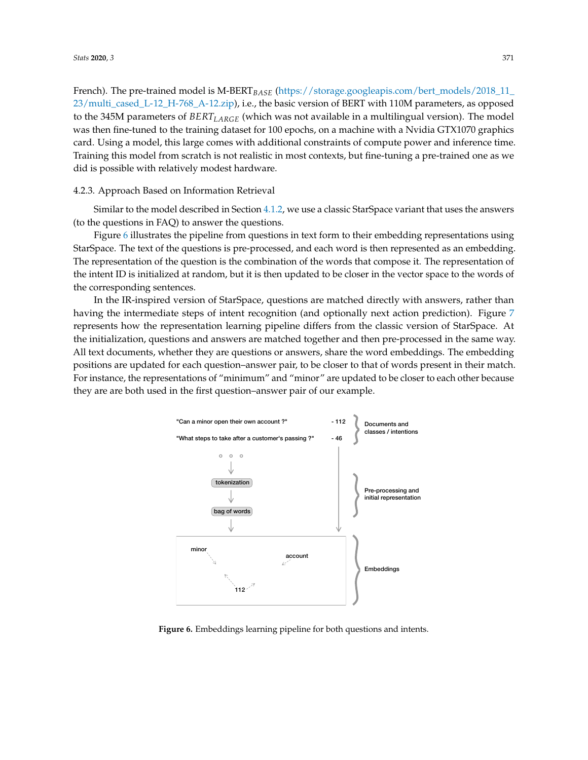French). The pre-trained model is M-BERT$_{BASE}$ (https://storage.googleapis.com/bert_models/2018_11_23/multi_cased_L-12_H-768_A-12.zip), i.e., the basic version of BERT with 110M parameters, as opposed to the 345M parameters of $BERT_{LARGE}$ (which was not available in a multilingual version). The model was then fine-tuned to the training dataset for 100 epochs, on a machine with a Nvidia GTX1070 graphics card. Using a model, this large comes with additional constraints of compute power and inference time. Training this model from scratch is not realistic in most contexts, but fine-tuning a pre-trained one as we did is possible with relatively modest hardware.

#### 4.2.3. Approach Based on Information Retrieval

Similar to the model described in Section 4.1.2, we use a classic StarSpace variant that uses the answers (to the questions in FAQ) to answer the questions.

Figure 6 illustrates the pipeline from questions in text form to their embedding representations using StarSpace. The text of the questions is pre-processed, and each word is then represented as an embedding. The representation of the question is the combination of the words that compose it. The representation of the intent ID is initialized at random, but it is then updated to be closer in the vector space to the words of the corresponding sentences.

In the IR-inspired version of StarSpace, questions are matched directly with answers, rather than having the intermediate steps of intent recognition (and optionally next action prediction). Figure 7 represents how the representation learning pipeline differs from the classic version of StarSpace. At the initialization, questions and answers are matched together and then pre-processed in the same way. All text documents, whether they are questions or answers, share the word embeddings. The embedding positions are updated for each question–answer pair, to be closer to that of words present in their match. For instance, the representations of "minimum" and "minor" are updated to be closer to each other because they are are both used in the first question–answer pair of our example.

**Figure 6.** Embeddings learning pipeline for both questions and intents.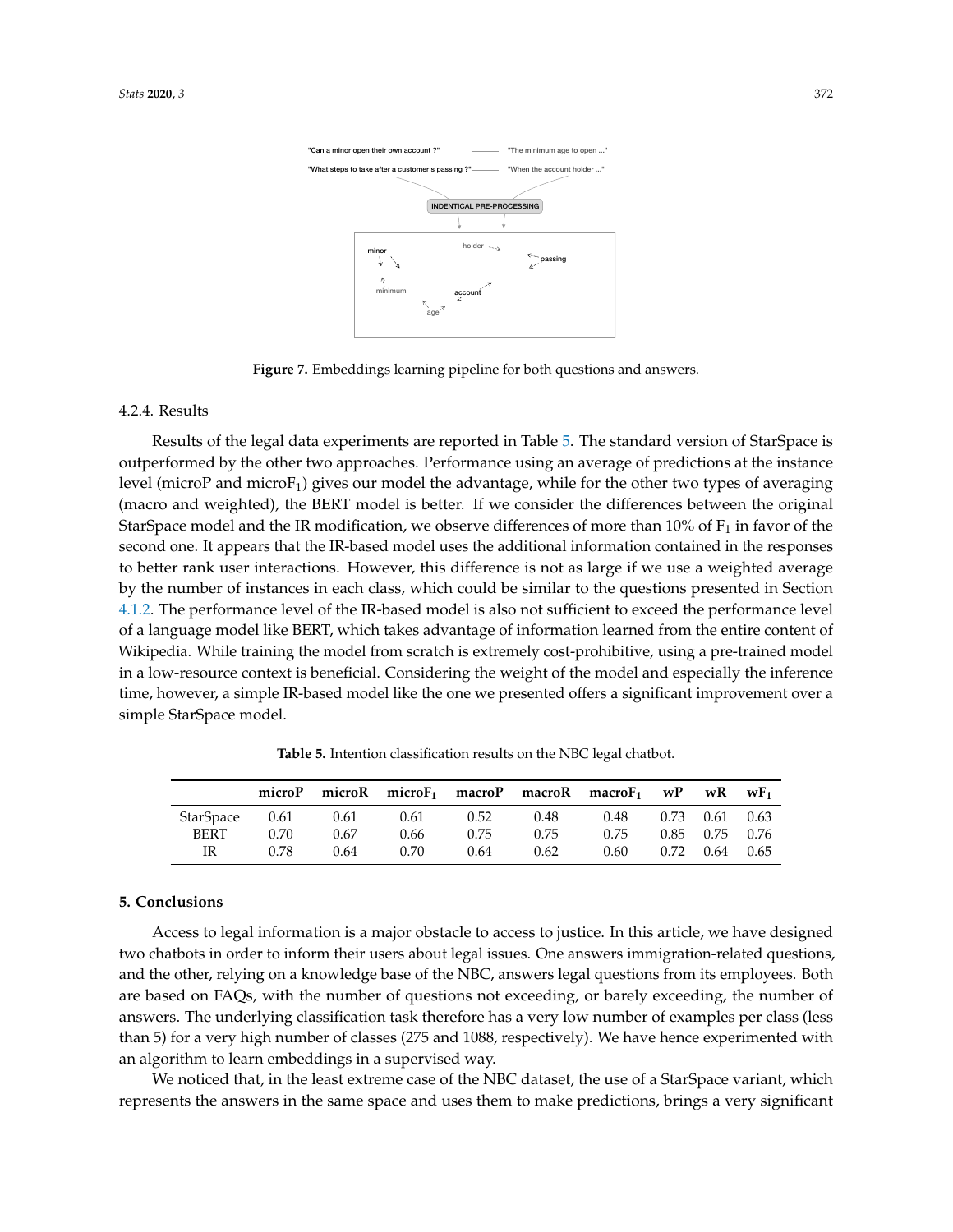Figure 7. Embeddings learning pipeline for both questions and answers.

#### 4.2.4. Results

Results of the legal data experiments are reported in Table 5. The standard version of StarSpace is outperformed by the other two approaches. Performance using an average of predictions at the instance level (microP and micro$F_1$) gives our model the advantage, while for the other two types of averaging (macro and weighted), the BERT model is better. If we consider the differences between the original StarSpace model and the IR modification, we observe differences of more than 10% of $F_1$ in favor of the second one. It appears that the IR-based model uses the additional information contained in the responses to better rank user interactions. However, this difference is not as large if we use a weighted average by the number of instances in each class, which could be similar to the questions presented in Section 4.1.2. The performance level of the IR-based model is also not sufficient to exceed the performance level of a language model like BERT, which takes advantage of information learned from the entire content of Wikipedia. While training the model from scratch is extremely cost-prohibitive, using a pre-trained model in a low-resource context is beneficial. Considering the weight of the model and especially the inference time, however, a simple IR-based model like the one we presented offers a significant improvement over a simple StarSpace model.

**Table 5.** Intention classification results on the NBC legal chatbot.

| | microP | microR | micro$F_1$ | macroP | macroR | macro$F_1$ | wP | wR | w$F_1$ |
|---|---|---|---|---|---|---|---|---|---|
| StarSpace | 0.61 | 0.61 | 0.61 | 0.52 | 0.48 | 0.48 | 0.73 | 0.61 | 0.63 |
| BERT | 0.70 | 0.67 | 0.66 | 0.75 | 0.75 | 0.75 | 0.85 | 0.75 | 0.76 |
| IR | 0.78 | 0.64 | 0.70 | 0.64 | 0.62 | 0.60 | 0.72 | 0.64 | 0.65 |

## 5. Conclusions

Access to legal information is a major obstacle to access to justice. In this article, we have designed two chatbots in order to inform their users about legal issues. One answers immigration-related questions, and the other, relying on a knowledge base of the NBC, answers legal questions from its employees. Both are based on FAQs, with the number of questions not exceeding, or barely exceeding, the number of answers. The underlying classification task therefore has a very low number of examples per class (less than 5) for a very high number of classes (275 and 1088, respectively). We have hence experimented with an algorithm to learn embeddings in a supervised way.

We noticed that, in the least extreme case of the NBC dataset, the use of a StarSpace variant, which represents the answers in the same space and uses them to make predictions, brings a very significant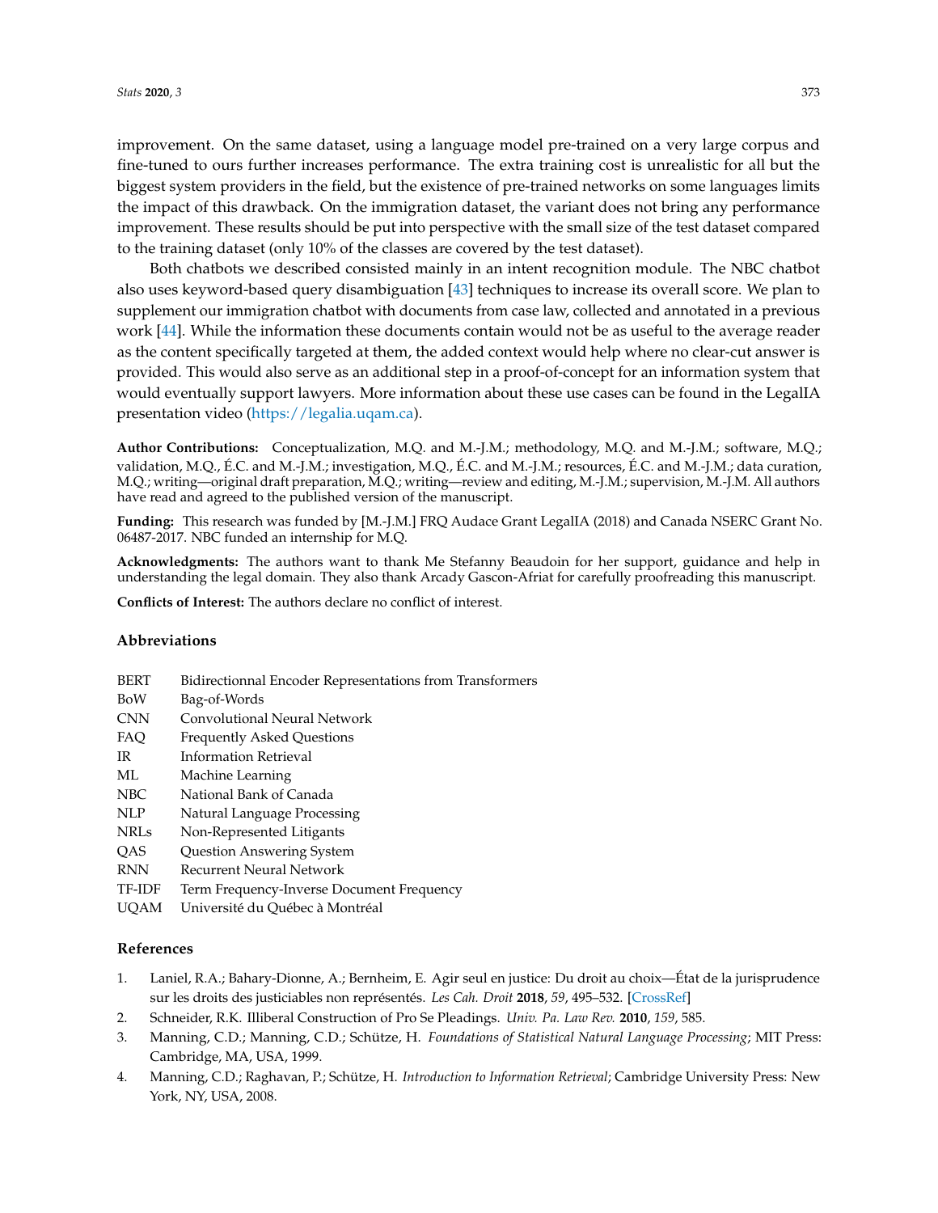improvement. On the same dataset, using a language model pre-trained on a very large corpus and fine-tuned to ours further increases performance. The extra training cost is unrealistic for all but the biggest system providers in the field, but the existence of pre-trained networks on some languages limits the impact of this drawback. On the immigration dataset, the variant does not bring any performance improvement. These results should be put into perspective with the small size of the test dataset compared to the training dataset (only 10% of the classes are covered by the test dataset).

Both chatbots we described consisted mainly in an intent recognition module. The NBC chatbot also uses keyword-based query disambiguation [43] techniques to increase its overall score. We plan to supplement our immigration chatbot with documents from case law, collected and annotated in a previous work [44]. While the information these documents contain would not be as useful to the average reader as the content specifically targeted at them, the added context would help where no clear-cut answer is provided. This would also serve as an additional step in a proof-of-concept for an information system that would eventually support lawyers. More information about these use cases can be found in the LegalIA presentation video (https://legalia.uqam.ca).

**Author Contributions:** Conceptualization, M.Q. and M.-J.M.; methodology, M.Q. and M.-J.M.; software, M.Q.; validation, M.Q., É.C. and M.-J.M.; investigation, M.Q., É.C. and M.-J.M.; resources, É.C. and M.-J.M.; data curation, M.Q.; writing—original draft preparation, M.Q.; writing—review and editing, M.-J.M.; supervision, M.-J.M. All authors have read and agreed to the published version of the manuscript.

**Funding:** This research was funded by [M.-J.M.] FRQ Audace Grant LegalIA (2018) and Canada NSERC Grant No. 06487-2017. NBC funded an internship for M.Q.

**Acknowledgments:** The authors want to thank Me Stefanny Beaudoin for her support, guidance and help in understanding the legal domain. They also thank Arcady Gascon-Afriat for carefully proofreading this manuscript.

**Conflicts of Interest:** The authors declare no conflict of interest.

## Abbreviations

| | |
|---|---|
| BERT | Bidirectionnal Encoder Representations from Transformers |
| BoW | Bag-of-Words |
| CNN | Convolutional Neural Network |
| FAQ | Frequently Asked Questions |
| IR | Information Retrieval |
| ML | Machine Learning |
| NBC | National Bank of Canada |
| NLP | Natural Language Processing |
| NRLs | Non-Represented Litigants |
| QAS | Question Answering System |
| RNN | Recurrent Neural Network |
| TF-IDF | Term Frequency-Inverse Document Frequency |
| UQAM | Université du Québec à Montréal |

## References

1. Laniel, R.A.; Bahary-Dionne, A.; Bernheim, E. Agir seul en justice: Du droit au choix—État de la jurisprudence sur les droits des justiciables non représentés. *Les Cah. Droit* **2018**, *59*, 495–532. [CrossRef]
2. Schneider, R.K. Illiberal Construction of Pro Se Pleadings. *Univ. Pa. Law Rev.* **2010**, *159*, 585.
3. Manning, C.D.; Manning, C.D.; Schütze, H. *Foundations of Statistical Natural Language Processing*; MIT Press: Cambridge, MA, USA, 1999.
4. Manning, C.D.; Raghavan, P.; Schütze, H. *Introduction to Information Retrieval*; Cambridge University Press: New York, NY, USA, 2008.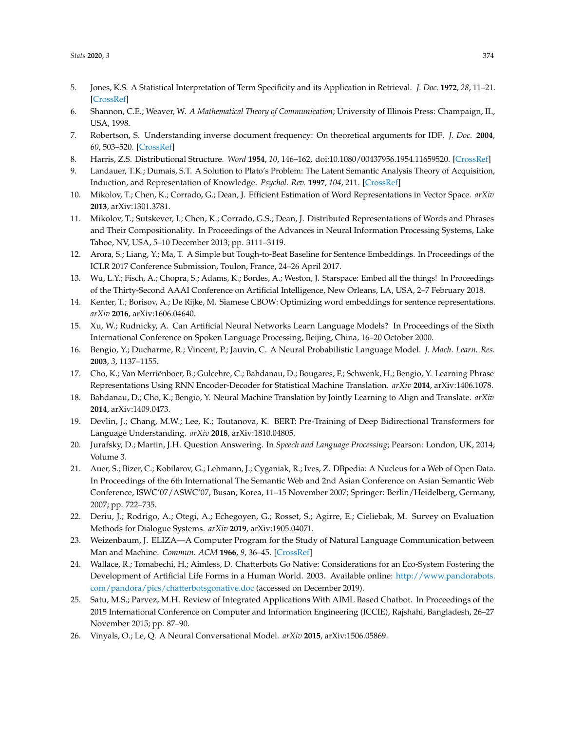5. Jones, K.S. A Statistical Interpretation of Term Specificity and its Application in Retrieval. *J. Doc.* **1972**, *28*, 11–21. [CrossRef]
6. Shannon, C.E.; Weaver, W. *A Mathematical Theory of Communication*; University of Illinois Press: Champaign, IL, USA, 1998.
7. Robertson, S. Understanding inverse document frequency: On theoretical arguments for IDF. *J. Doc.* **2004**, *60*, 503–520. [CrossRef]
8. Harris, Z.S. Distributional Structure. *Word* **1954**, *10*, 146–162, doi:10.1080/00437956.1954.11659520. [CrossRef]
9. Landauer, T.K.; Dumais, S.T. A Solution to Plato's Problem: The Latent Semantic Analysis Theory of Acquisition, Induction, and Representation of Knowledge. *Psychol. Rev.* **1997**, *104*, 211. [CrossRef]
10. Mikolov, T.; Chen, K.; Corrado, G.; Dean, J. Efficient Estimation of Word Representations in Vector Space. *arXiv* **2013**, arXiv:1301.3781.
11. Mikolov, T.; Sutskever, I.; Chen, K.; Corrado, G.S.; Dean, J. Distributed Representations of Words and Phrases and Their Compositionality. In Proceedings of the Advances in Neural Information Processing Systems, Lake Tahoe, NV, USA, 5–10 December 2013; pp. 3111–3119.
12. Arora, S.; Liang, Y.; Ma, T. A Simple but Tough-to-Beat Baseline for Sentence Embeddings. In Proceedings of the ICLR 2017 Conference Submission, Toulon, France, 24–26 April 2017.
13. Wu, L.Y.; Fisch, A.; Chopra, S.; Adams, K.; Bordes, A.; Weston, J. Starspace: Embed all the things! In Proceedings of the Thirty-Second AAAI Conference on Artificial Intelligence, New Orleans, LA, USA, 2–7 February 2018.
14. Kenter, T.; Borisov, A.; De Rijke, M. Siamese CBOW: Optimizing word embeddings for sentence representations. *arXiv* **2016**, arXiv:1606.04640.
15. Xu, W.; Rudnicky, A. Can Artificial Neural Networks Learn Language Models? In Proceedings of the Sixth International Conference on Spoken Language Processing, Beijing, China, 16–20 October 2000.
16. Bengio, Y.; Ducharme, R.; Vincent, P.; Jauvin, C. A Neural Probabilistic Language Model. *J. Mach. Learn. Res.* **2003**, *3*, 1137–1155.
17. Cho, K.; Van Merriënboer, B.; Gulcehre, C.; Bahdanau, D.; Bougares, F.; Schwenk, H.; Bengio, Y. Learning Phrase Representations Using RNN Encoder-Decoder for Statistical Machine Translation. *arXiv* **2014**, arXiv:1406.1078.
18. Bahdanau, D.; Cho, K.; Bengio, Y. Neural Machine Translation by Jointly Learning to Align and Translate. *arXiv* **2014**, arXiv:1409.0473.
19. Devlin, J.; Chang, M.W.; Lee, K.; Toutanova, K. BERT: Pre-Training of Deep Bidirectional Transformers for Language Understanding. *arXiv* **2018**, arXiv:1810.04805.
20. Jurafsky, D.; Martin, J.H. Question Answering. In *Speech and Language Processing*; Pearson: London, UK, 2014; Volume 3.
21. Auer, S.; Bizer, C.; Kobilarov, G.; Lehmann, J.; Cyganiak, R.; Ives, Z. DBpedia: A Nucleus for a Web of Open Data. In Proceedings of the 6th International The Semantic Web and 2nd Asian Conference on Asian Semantic Web Conference, ISWC'07/ASWC'07, Busan, Korea, 11–15 November 2007; Springer: Berlin/Heidelberg, Germany, 2007; pp. 722–735.
22. Deriu, J.; Rodrigo, A.; Otegi, A.; Echegoyen, G.; Rosset, S.; Agirre, E.; Cieliebak, M. Survey on Evaluation Methods for Dialogue Systems. *arXiv* **2019**, arXiv:1905.04071.
23. Weizenbaum, J. ELIZA—A Computer Program for the Study of Natural Language Communication between Man and Machine. *Commun. ACM* **1966**, *9*, 36–45. [CrossRef]
24. Wallace, R.; Tomabechi, H.; Aimless, D. Chatterbots Go Native: Considerations for an Eco-System Fostering the Development of Artificial Life Forms in a Human World. 2003. Available online: http://www.pandorabots.com/pandora/pics/chatterbotsgonative.doc (accessed on December 2019).
25. Satu, M.S.; Parvez, M.H. Review of Integrated Applications With AIML Based Chatbot. In Proceedings of the 2015 International Conference on Computer and Information Engineering (ICCIE), Rajshahi, Bangladesh, 26–27 November 2015; pp. 87–90.
26. Vinyals, O.; Le, Q. A Neural Conversational Model. *arXiv* **2015**, arXiv:1506.05869.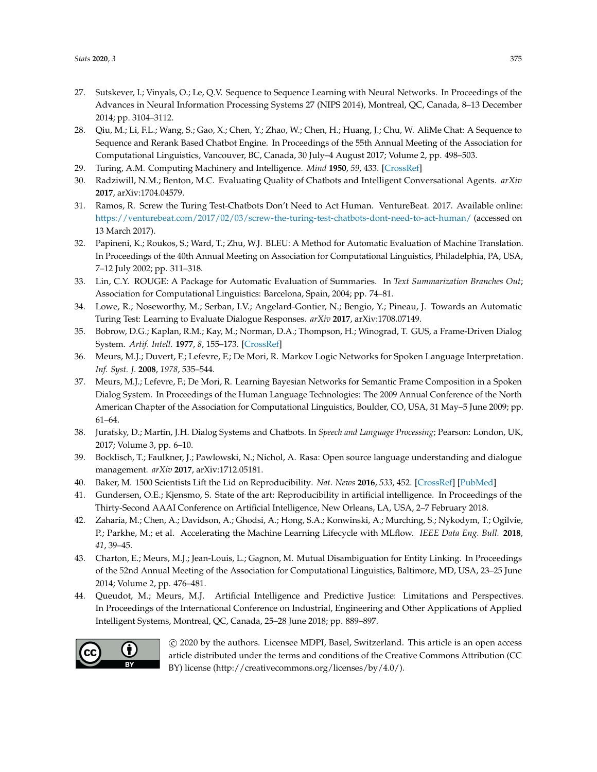27. Sutskever, I.; Vinyals, O.; Le, Q.V. Sequence to Sequence Learning with Neural Networks. In Proceedings of the Advances in Neural Information Processing Systems 27 (NIPS 2014), Montreal, QC, Canada, 8–13 December 2014; pp. 3104–3112.
28. Qiu, M.; Li, F.L.; Wang, S.; Gao, X.; Chen, Y.; Zhao, W.; Chen, H.; Huang, J.; Chu, W. AliMe Chat: A Sequence to Sequence and Rerank Based Chatbot Engine. In Proceedings of the 55th Annual Meeting of the Association for Computational Linguistics, Vancouver, BC, Canada, 30 July–4 August 2017; Volume 2, pp. 498–503.
29. Turing, A.M. Computing Machinery and Intelligence. *Mind* **1950**, *59*, 433. [CrossRef]
30. Radziwill, N.M.; Benton, M.C. Evaluating Quality of Chatbots and Intelligent Conversational Agents. *arXiv* **2017**, arXiv:1704.04579.
31. Ramos, R. Screw the Turing Test-Chatbots Don't Need to Act Human. VentureBeat. 2017. Available online: https://venturebeat.com/2017/02/03/screw-the-turing-test-chatbots-dont-need-to-act-human/ (accessed on 13 March 2017).
32. Papineni, K.; Roukos, S.; Ward, T.; Zhu, W.J. BLEU: A Method for Automatic Evaluation of Machine Translation. In Proceedings of the 40th Annual Meeting on Association for Computational Linguistics, Philadelphia, PA, USA, 7–12 July 2002; pp. 311–318.
33. Lin, C.Y. ROUGE: A Package for Automatic Evaluation of Summaries. In *Text Summarization Branches Out*; Association for Computational Linguistics: Barcelona, Spain, 2004; pp. 74–81.
34. Lowe, R.; Noseworthy, M.; Serban, I.V.; Angelard-Gontier, N.; Bengio, Y.; Pineau, J. Towards an Automatic Turing Test: Learning to Evaluate Dialogue Responses. *arXiv* **2017**, arXiv:1708.07149.
35. Bobrow, D.G.; Kaplan, R.M.; Kay, M.; Norman, D.A.; Thompson, H.; Winograd, T. GUS, a Frame-Driven Dialog System. *Artif. Intell.* **1977**, *8*, 155–173. [CrossRef]
36. Meurs, M.J.; Duvert, F.; Lefevre, F.; De Mori, R. Markov Logic Networks for Spoken Language Interpretation. *Inf. Syst. J.* **2008**, *1978*, 535–544.
37. Meurs, M.J.; Lefevre, F.; De Mori, R. Learning Bayesian Networks for Semantic Frame Composition in a Spoken Dialog System. In Proceedings of the Human Language Technologies: The 2009 Annual Conference of the North American Chapter of the Association for Computational Linguistics, Boulder, CO, USA, 31 May–5 June 2009; pp. 61–64.
38. Jurafsky, D.; Martin, J.H. Dialog Systems and Chatbots. In *Speech and Language Processing*; Pearson: London, UK, 2017; Volume 3, pp. 6–10.
39. Bocklisch, T.; Faulkner, J.; Pawlowski, N.; Nichol, A. Rasa: Open source language understanding and dialogue management. *arXiv* **2017**, arXiv:1712.05181.
40. Baker, M. 1500 Scientists Lift the Lid on Reproducibility. *Nat. News* **2016**, *533*, 452. [CrossRef] [PubMed]
41. Gundersen, O.E.; Kjensmo, S. State of the art: Reproducibility in artificial intelligence. In Proceedings of the Thirty-Second AAAI Conference on Artificial Intelligence, New Orleans, LA, USA, 2–7 February 2018.
42. Zaharia, M.; Chen, A.; Davidson, A.; Ghodsi, A.; Hong, S.A.; Konwinski, A.; Murching, S.; Nykodym, T.; Ogilvie, P.; Parkhe, M.; et al. Accelerating the Machine Learning Lifecycle with MLflow. *IEEE Data Eng. Bull.* **2018**, *41*, 39–45.
43. Charton, E.; Meurs, M.J.; Jean-Louis, L.; Gagnon, M. Mutual Disambiguation for Entity Linking. In Proceedings of the 52nd Annual Meeting of the Association for Computational Linguistics, Baltimore, MD, USA, 23–25 June 2014; Volume 2, pp. 476–481.
44. Queudot, M.; Meurs, M.J. Artificial Intelligence and Predictive Justice: Limitations and Perspectives. In Proceedings of the International Conference on Industrial, Engineering and Other Applications of Applied Intelligent Systems, Montreal, QC, Canada, 25–28 June 2018; pp. 889–897.

© 2020 by the authors. Licensee MDPI, Basel, Switzerland. This article is an open access article distributed under the terms and conditions of the Creative Commons Attribution (CC BY) license (http://creativecommons.org/licenses/by/4.0/).